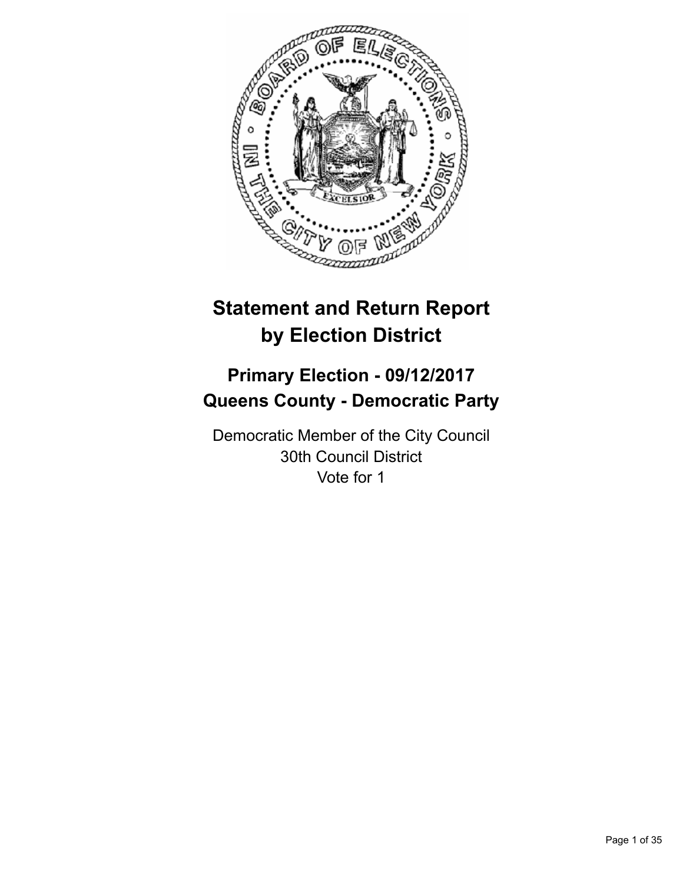# Statement and Return Report by Election District

## Primary Election - 09/12/2017
## Queens County - Democratic Party

Democratic Member of the City Council
30th Council District
Vote for 1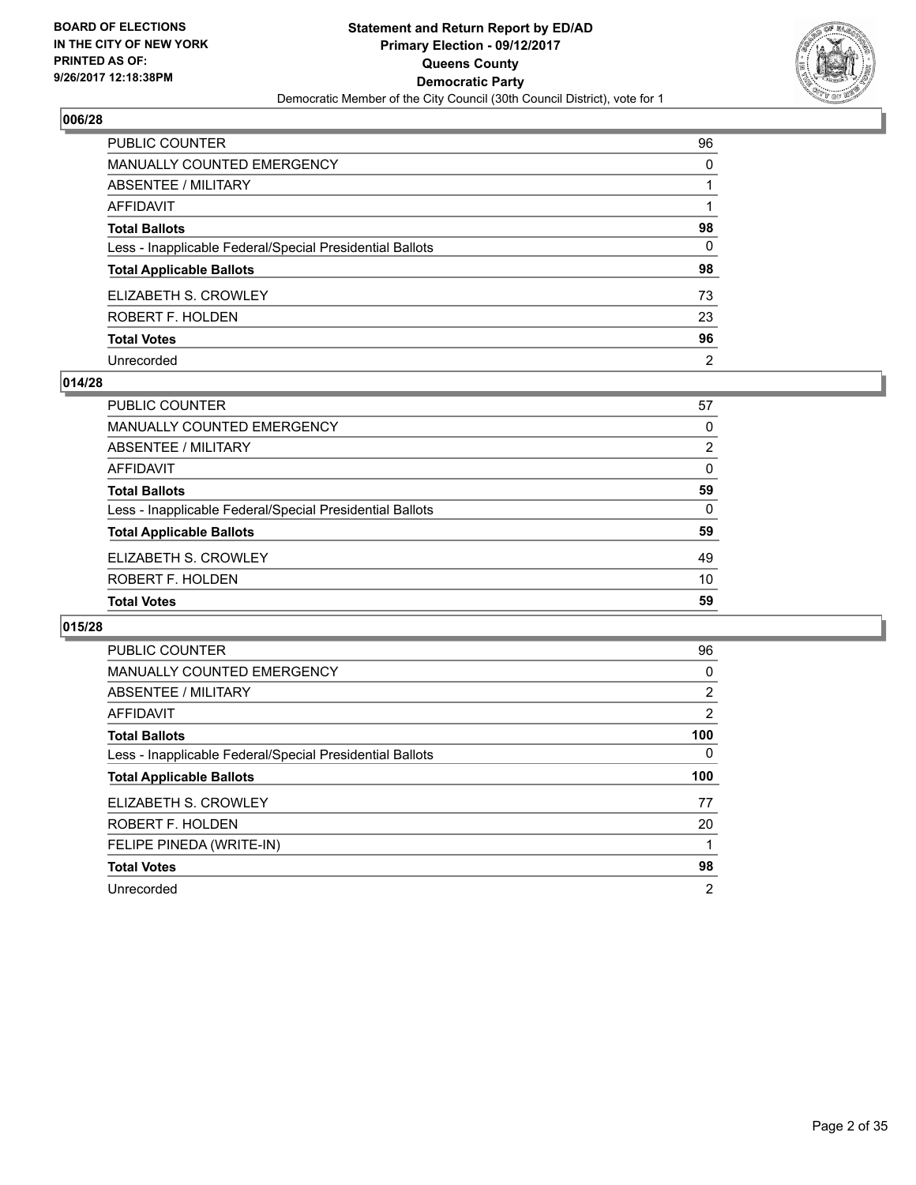**BOARD OF ELECTIONS IN THE CITY OF NEW YORK PRINTED AS OF: 9/26/2017 12:18:38PM**

**Statement and Return Report by ED/AD**
**Primary Election - 09/12/2017**
**Queens County**
**Democratic Party**
Democratic Member of the City Council (30th Council District), vote for 1

## 006/28

| | |
|---|---|
| PUBLIC COUNTER | 96 |
| MANUALLY COUNTED EMERGENCY | 0 |
| ABSENTEE / MILITARY | 1 |
| AFFIDAVIT | 1 |
| **Total Ballots** | **98** |
| Less - Inapplicable Federal/Special Presidential Ballots | 0 |
| **Total Applicable Ballots** | **98** |
| ELIZABETH S. CROWLEY | 73 |
| ROBERT F. HOLDEN | 23 |
| **Total Votes** | **96** |
| Unrecorded | 2 |

## 014/28

| | |
|---|---|
| PUBLIC COUNTER | 57 |
| MANUALLY COUNTED EMERGENCY | 0 |
| ABSENTEE / MILITARY | 2 |
| AFFIDAVIT | 0 |
| **Total Ballots** | **59** |
| Less - Inapplicable Federal/Special Presidential Ballots | 0 |
| **Total Applicable Ballots** | **59** |
| ELIZABETH S. CROWLEY | 49 |
| ROBERT F. HOLDEN | 10 |
| **Total Votes** | **59** |

## 015/28

| | |
|---|---|
| PUBLIC COUNTER | 96 |
| MANUALLY COUNTED EMERGENCY | 0 |
| ABSENTEE / MILITARY | 2 |
| AFFIDAVIT | 2 |
| **Total Ballots** | **100** |
| Less - Inapplicable Federal/Special Presidential Ballots | 0 |
| **Total Applicable Ballots** | **100** |
| ELIZABETH S. CROWLEY | 77 |
| ROBERT F. HOLDEN | 20 |
| FELIPE PINEDA (WRITE-IN) | 1 |
| **Total Votes** | **98** |
| Unrecorded | 2 |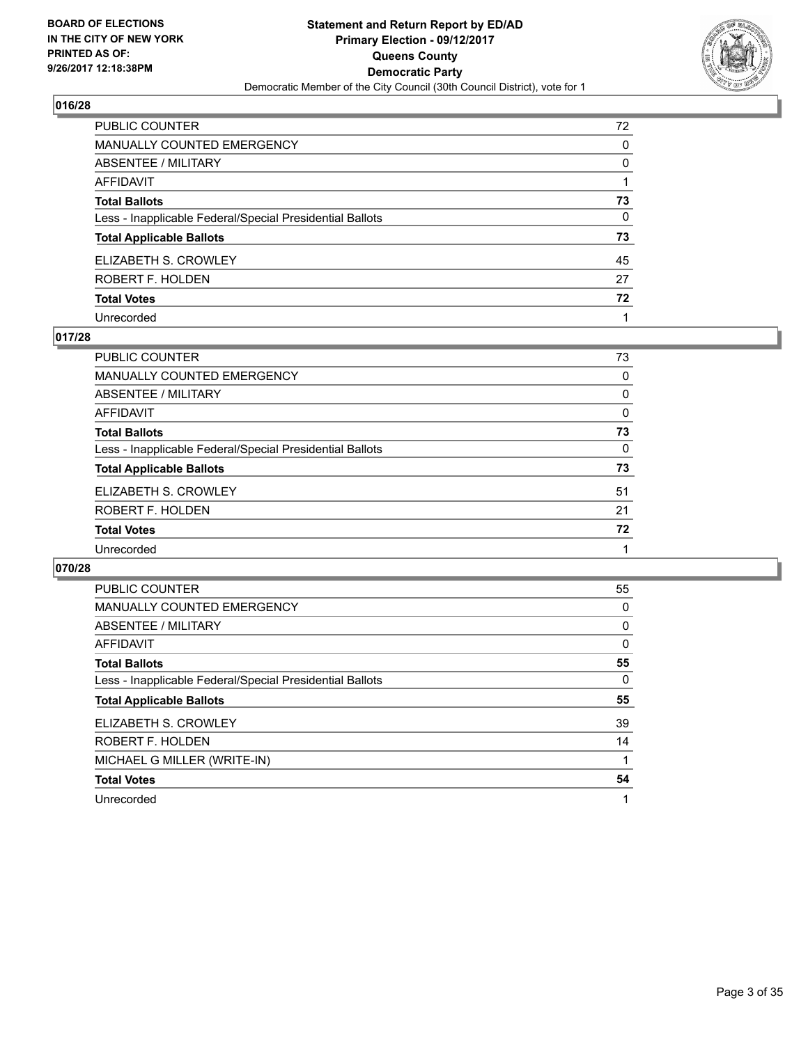**BOARD OF ELECTIONS IN THE CITY OF NEW YORK PRINTED AS OF: 9/26/2017 12:18:38PM**

**Statement and Return Report by ED/AD**
**Primary Election - 09/12/2017**
**Queens County**
**Democratic Party**
Democratic Member of the City Council (30th Council District), vote for 1

## 016/28

| | |
|---|---|
| PUBLIC COUNTER | 72 |
| MANUALLY COUNTED EMERGENCY | 0 |
| ABSENTEE / MILITARY | 0 |
| AFFIDAVIT | 1 |
| **Total Ballots** | **73** |
| Less - Inapplicable Federal/Special Presidential Ballots | 0 |
| **Total Applicable Ballots** | **73** |
| ELIZABETH S. CROWLEY | 45 |
| ROBERT F. HOLDEN | 27 |
| **Total Votes** | **72** |
| Unrecorded | 1 |

## 017/28

| | |
|---|---|
| PUBLIC COUNTER | 73 |
| MANUALLY COUNTED EMERGENCY | 0 |
| ABSENTEE / MILITARY | 0 |
| AFFIDAVIT | 0 |
| **Total Ballots** | **73** |
| Less - Inapplicable Federal/Special Presidential Ballots | 0 |
| **Total Applicable Ballots** | **73** |
| ELIZABETH S. CROWLEY | 51 |
| ROBERT F. HOLDEN | 21 |
| **Total Votes** | **72** |
| Unrecorded | 1 |

## 070/28

| | |
|---|---|
| PUBLIC COUNTER | 55 |
| MANUALLY COUNTED EMERGENCY | 0 |
| ABSENTEE / MILITARY | 0 |
| AFFIDAVIT | 0 |
| **Total Ballots** | **55** |
| Less - Inapplicable Federal/Special Presidential Ballots | 0 |
| **Total Applicable Ballots** | **55** |
| ELIZABETH S. CROWLEY | 39 |
| ROBERT F. HOLDEN | 14 |
| MICHAEL G MILLER (WRITE-IN) | 1 |
| **Total Votes** | **54** |
| Unrecorded | 1 |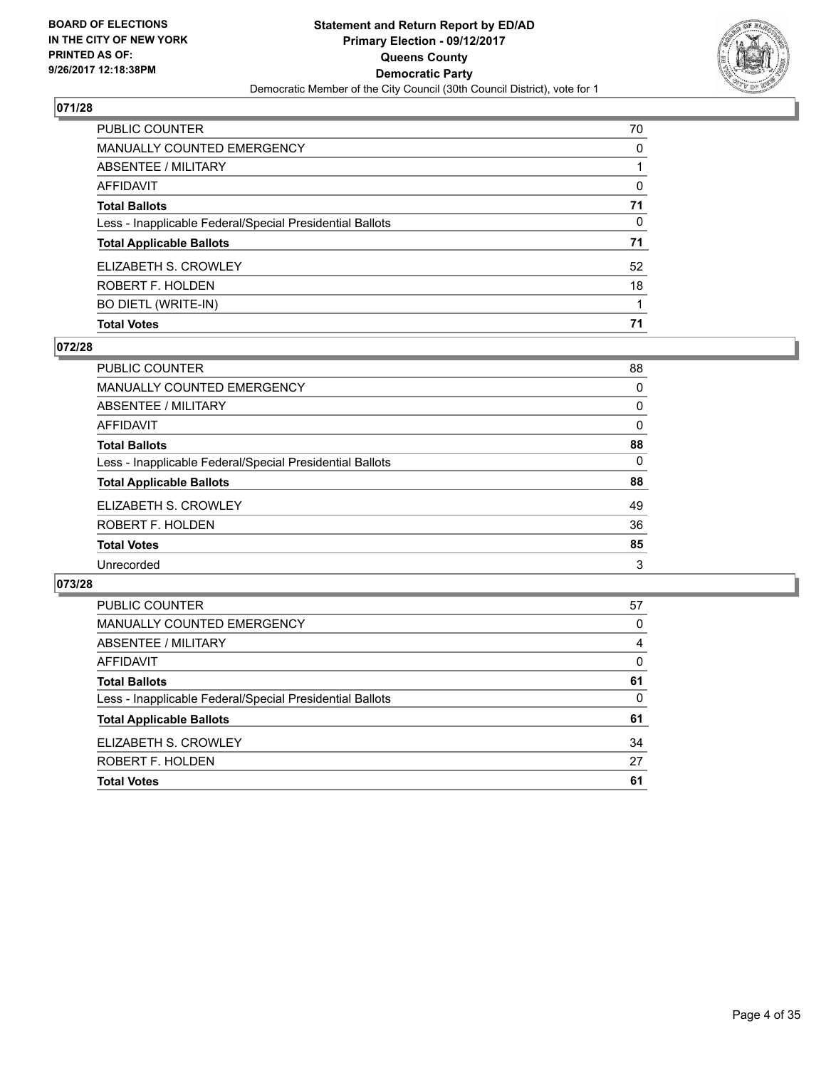BOARD OF ELECTIONS
IN THE CITY OF NEW YORK
PRINTED AS OF:
9/26/2017 12:18:38PM

**Statement and Return Report by ED/AD**
**Primary Election - 09/12/2017**
**Queens County**
**Democratic Party**
Democratic Member of the City Council (30th Council District), vote for 1

## 071/28

| | |
|---|---|
| PUBLIC COUNTER | 70 |
| MANUALLY COUNTED EMERGENCY | 0 |
| ABSENTEE / MILITARY | 1 |
| AFFIDAVIT | 0 |
| **Total Ballots** | **71** |
| Less - Inapplicable Federal/Special Presidential Ballots | 0 |
| **Total Applicable Ballots** | **71** |
| ELIZABETH S. CROWLEY | 52 |
| ROBERT F. HOLDEN | 18 |
| BO DIETL (WRITE-IN) | 1 |
| **Total Votes** | **71** |

## 072/28

| | |
|---|---|
| PUBLIC COUNTER | 88 |
| MANUALLY COUNTED EMERGENCY | 0 |
| ABSENTEE / MILITARY | 0 |
| AFFIDAVIT | 0 |
| **Total Ballots** | **88** |
| Less - Inapplicable Federal/Special Presidential Ballots | 0 |
| **Total Applicable Ballots** | **88** |
| ELIZABETH S. CROWLEY | 49 |
| ROBERT F. HOLDEN | 36 |
| **Total Votes** | **85** |
| Unrecorded | 3 |

## 073/28

| | |
|---|---|
| PUBLIC COUNTER | 57 |
| MANUALLY COUNTED EMERGENCY | 0 |
| ABSENTEE / MILITARY | 4 |
| AFFIDAVIT | 0 |
| **Total Ballots** | **61** |
| Less - Inapplicable Federal/Special Presidential Ballots | 0 |
| **Total Applicable Ballots** | **61** |
| ELIZABETH S. CROWLEY | 34 |
| ROBERT F. HOLDEN | 27 |
| **Total Votes** | **61** |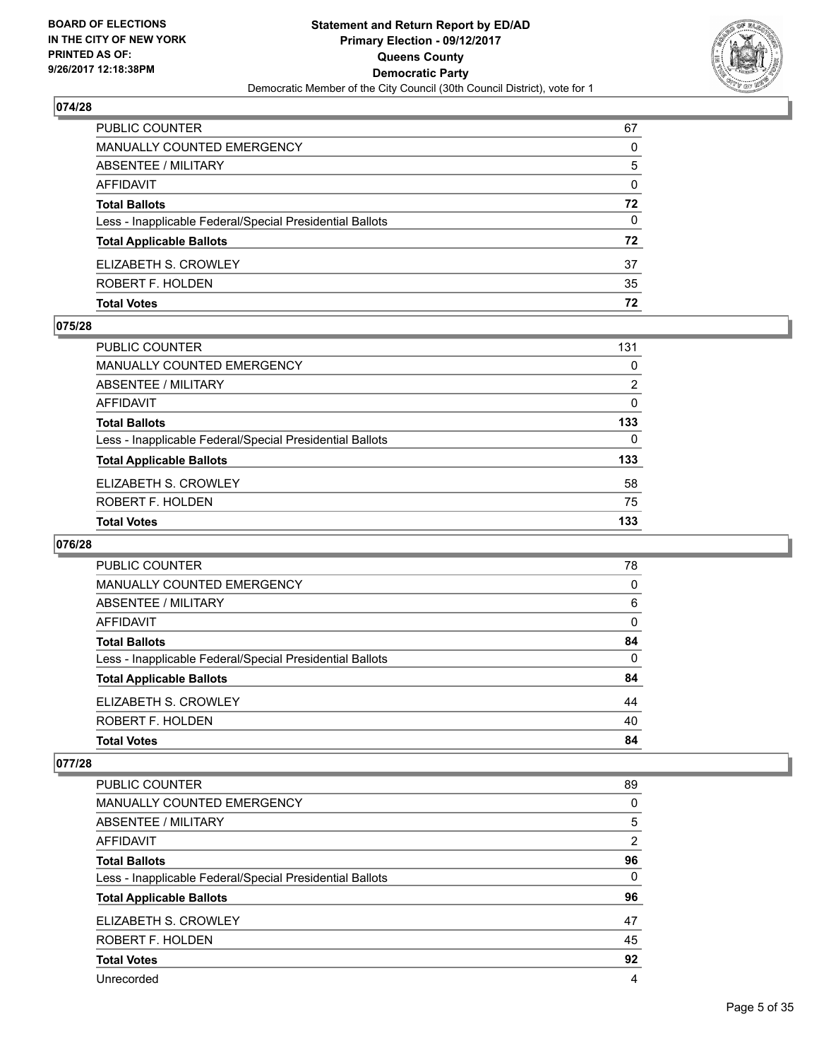## 074/28

| | |
|---|---|
| PUBLIC COUNTER | 67 |
| MANUALLY COUNTED EMERGENCY | 0 |
| ABSENTEE / MILITARY | 5 |
| AFFIDAVIT | 0 |
| **Total Ballots** | **72** |
| Less - Inapplicable Federal/Special Presidential Ballots | 0 |
| **Total Applicable Ballots** | **72** |
| ELIZABETH S. CROWLEY | 37 |
| ROBERT F. HOLDEN | 35 |
| **Total Votes** | **72** |

## 075/28

| | |
|---|---|
| PUBLIC COUNTER | 131 |
| MANUALLY COUNTED EMERGENCY | 0 |
| ABSENTEE / MILITARY | 2 |
| AFFIDAVIT | 0 |
| **Total Ballots** | **133** |
| Less - Inapplicable Federal/Special Presidential Ballots | 0 |
| **Total Applicable Ballots** | **133** |
| ELIZABETH S. CROWLEY | 58 |
| ROBERT F. HOLDEN | 75 |
| **Total Votes** | **133** |

## 076/28

| | |
|---|---|
| PUBLIC COUNTER | 78 |
| MANUALLY COUNTED EMERGENCY | 0 |
| ABSENTEE / MILITARY | 6 |
| AFFIDAVIT | 0 |
| **Total Ballots** | **84** |
| Less - Inapplicable Federal/Special Presidential Ballots | 0 |
| **Total Applicable Ballots** | **84** |
| ELIZABETH S. CROWLEY | 44 |
| ROBERT F. HOLDEN | 40 |
| **Total Votes** | **84** |

## 077/28

| | |
|---|---|
| PUBLIC COUNTER | 89 |
| MANUALLY COUNTED EMERGENCY | 0 |
| ABSENTEE / MILITARY | 5 |
| AFFIDAVIT | 2 |
| **Total Ballots** | **96** |
| Less - Inapplicable Federal/Special Presidential Ballots | 0 |
| **Total Applicable Ballots** | **96** |
| ELIZABETH S. CROWLEY | 47 |
| ROBERT F. HOLDEN | 45 |
| **Total Votes** | **92** |
| Unrecorded | 4 |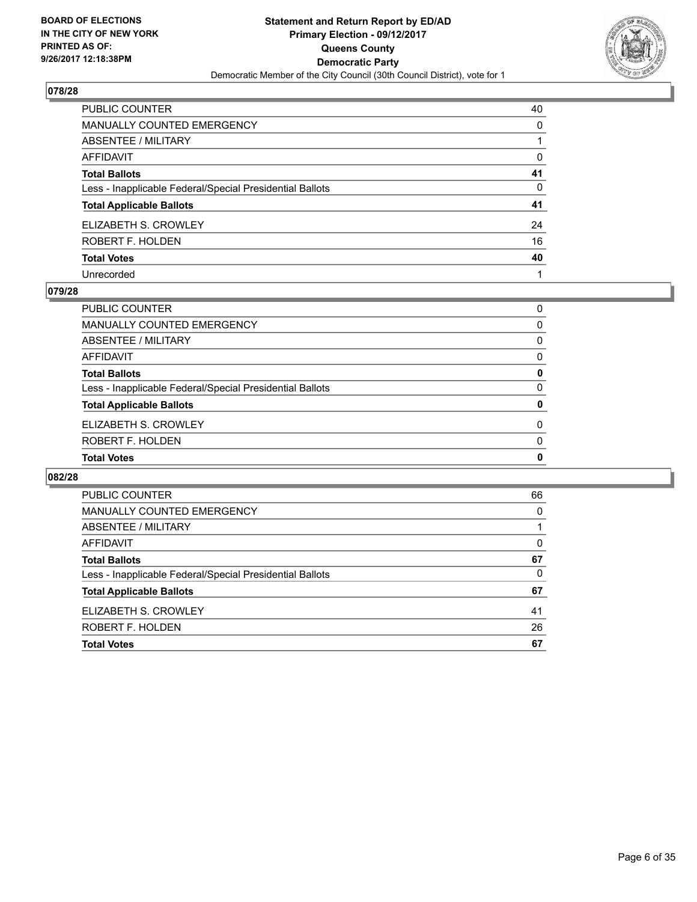**BOARD OF ELECTIONS IN THE CITY OF NEW YORK PRINTED AS OF: 9/26/2017 12:18:38PM**

**Statement and Return Report by ED/AD**
**Primary Election - 09/12/2017**
**Queens County**
**Democratic Party**
Democratic Member of the City Council (30th Council District), vote for 1

## 078/28

| | |
|---|---|
| PUBLIC COUNTER | 40 |
| MANUALLY COUNTED EMERGENCY | 0 |
| ABSENTEE / MILITARY | 1 |
| AFFIDAVIT | 0 |
| **Total Ballots** | **41** |
| Less - Inapplicable Federal/Special Presidential Ballots | 0 |
| **Total Applicable Ballots** | **41** |
| ELIZABETH S. CROWLEY | 24 |
| ROBERT F. HOLDEN | 16 |
| **Total Votes** | **40** |
| Unrecorded | 1 |

## 079/28

| | |
|---|---|
| PUBLIC COUNTER | 0 |
| MANUALLY COUNTED EMERGENCY | 0 |
| ABSENTEE / MILITARY | 0 |
| AFFIDAVIT | 0 |
| **Total Ballots** | **0** |
| Less - Inapplicable Federal/Special Presidential Ballots | 0 |
| **Total Applicable Ballots** | **0** |
| ELIZABETH S. CROWLEY | 0 |
| ROBERT F. HOLDEN | 0 |
| **Total Votes** | **0** |

## 082/28

| | |
|---|---|
| PUBLIC COUNTER | 66 |
| MANUALLY COUNTED EMERGENCY | 0 |
| ABSENTEE / MILITARY | 1 |
| AFFIDAVIT | 0 |
| **Total Ballots** | **67** |
| Less - Inapplicable Federal/Special Presidential Ballots | 0 |
| **Total Applicable Ballots** | **67** |
| ELIZABETH S. CROWLEY | 41 |
| ROBERT F. HOLDEN | 26 |
| **Total Votes** | **67** |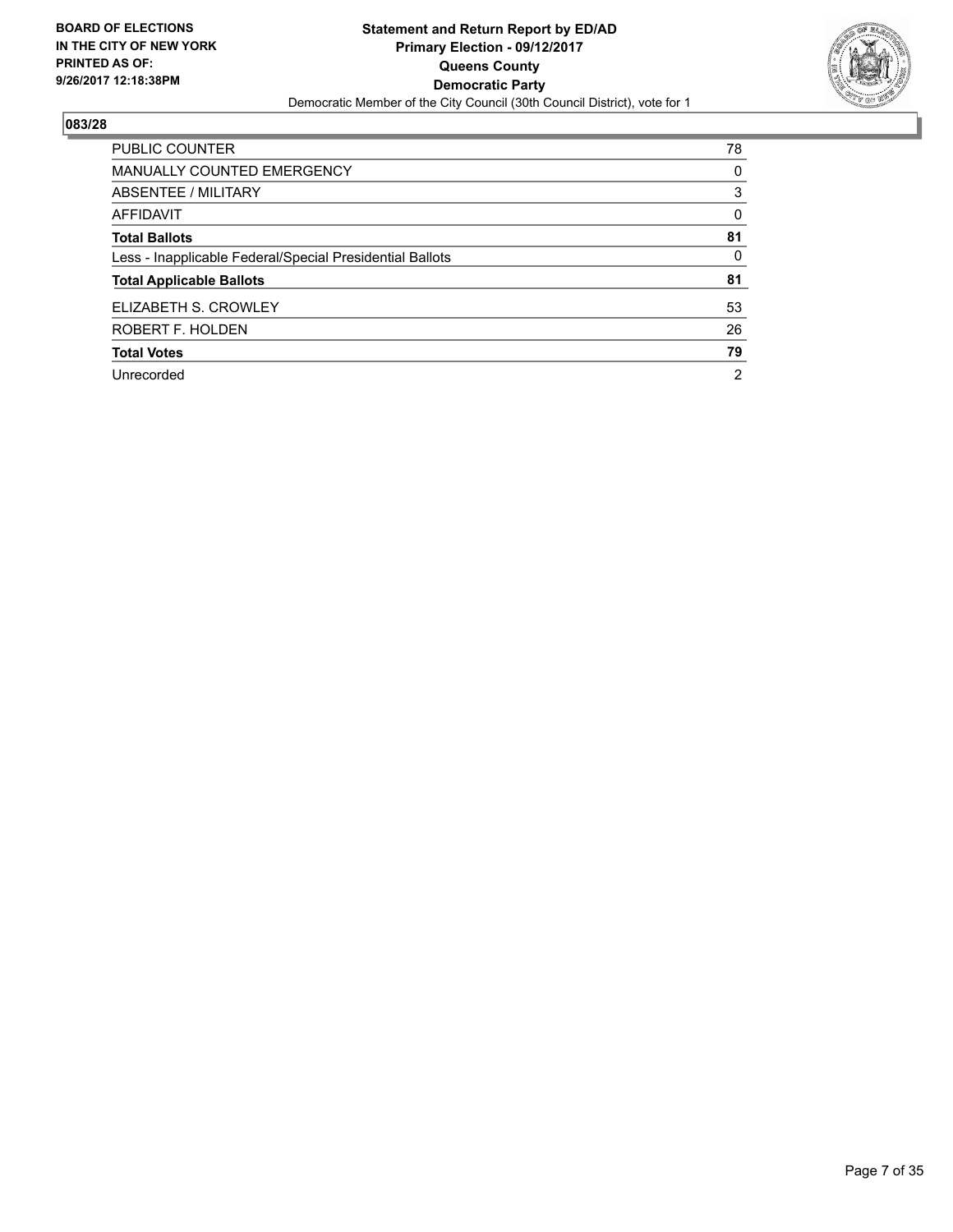**BOARD OF ELECTIONS IN THE CITY OF NEW YORK PRINTED AS OF: 9/26/2017 12:18:38PM**

**Statement and Return Report by ED/AD**
**Primary Election - 09/12/2017**
**Queens County**
**Democratic Party**
Democratic Member of the City Council (30th Council District), vote for 1

## 083/28

| | |
|---|---|
| PUBLIC COUNTER | 78 |
| MANUALLY COUNTED EMERGENCY | 0 |
| ABSENTEE / MILITARY | 3 |
| AFFIDAVIT | 0 |
| **Total Ballots** | **81** |
| Less - Inapplicable Federal/Special Presidential Ballots | 0 |
| **Total Applicable Ballots** | **81** |
| ELIZABETH S. CROWLEY | 53 |
| ROBERT F. HOLDEN | 26 |
| **Total Votes** | **79** |
| Unrecorded | 2 |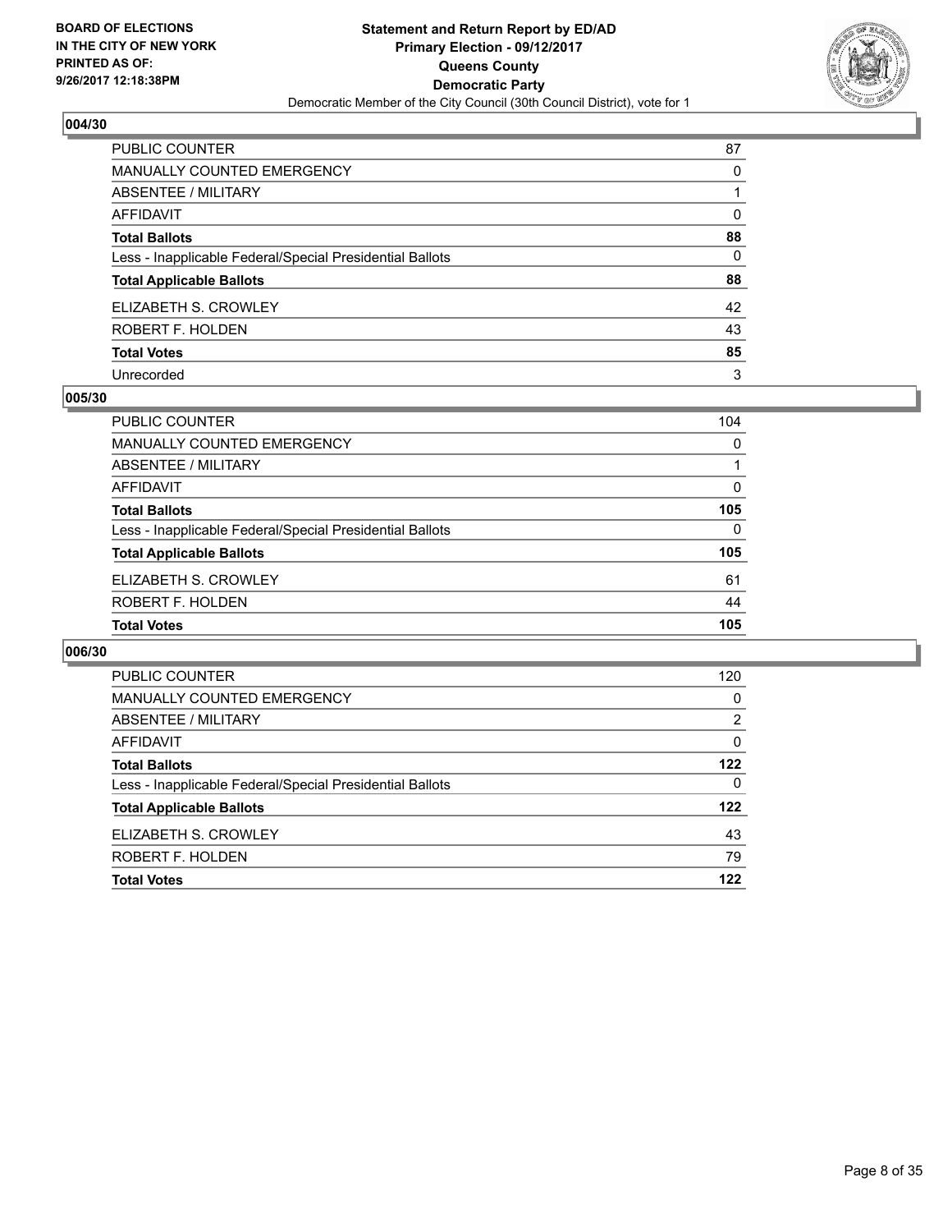**BOARD OF ELECTIONS IN THE CITY OF NEW YORK PRINTED AS OF: 9/26/2017 12:18:38PM**

**Statement and Return Report by ED/AD**
**Primary Election - 09/12/2017**
**Queens County**
**Democratic Party**
Democratic Member of the City Council (30th Council District), vote for 1

### 004/30

| | |
|---|---|
| PUBLIC COUNTER | 87 |
| MANUALLY COUNTED EMERGENCY | 0 |
| ABSENTEE / MILITARY | 1 |
| AFFIDAVIT | 0 |
| **Total Ballots** | **88** |
| Less - Inapplicable Federal/Special Presidential Ballots | 0 |
| **Total Applicable Ballots** | **88** |
| ELIZABETH S. CROWLEY | 42 |
| ROBERT F. HOLDEN | 43 |
| **Total Votes** | **85** |
| Unrecorded | 3 |

### 005/30

| | |
|---|---|
| PUBLIC COUNTER | 104 |
| MANUALLY COUNTED EMERGENCY | 0 |
| ABSENTEE / MILITARY | 1 |
| AFFIDAVIT | 0 |
| **Total Ballots** | **105** |
| Less - Inapplicable Federal/Special Presidential Ballots | 0 |
| **Total Applicable Ballots** | **105** |
| ELIZABETH S. CROWLEY | 61 |
| ROBERT F. HOLDEN | 44 |
| **Total Votes** | **105** |

### 006/30

| | |
|---|---|
| PUBLIC COUNTER | 120 |
| MANUALLY COUNTED EMERGENCY | 0 |
| ABSENTEE / MILITARY | 2 |
| AFFIDAVIT | 0 |
| **Total Ballots** | **122** |
| Less - Inapplicable Federal/Special Presidential Ballots | 0 |
| **Total Applicable Ballots** | **122** |
| ELIZABETH S. CROWLEY | 43 |
| ROBERT F. HOLDEN | 79 |
| **Total Votes** | **122** |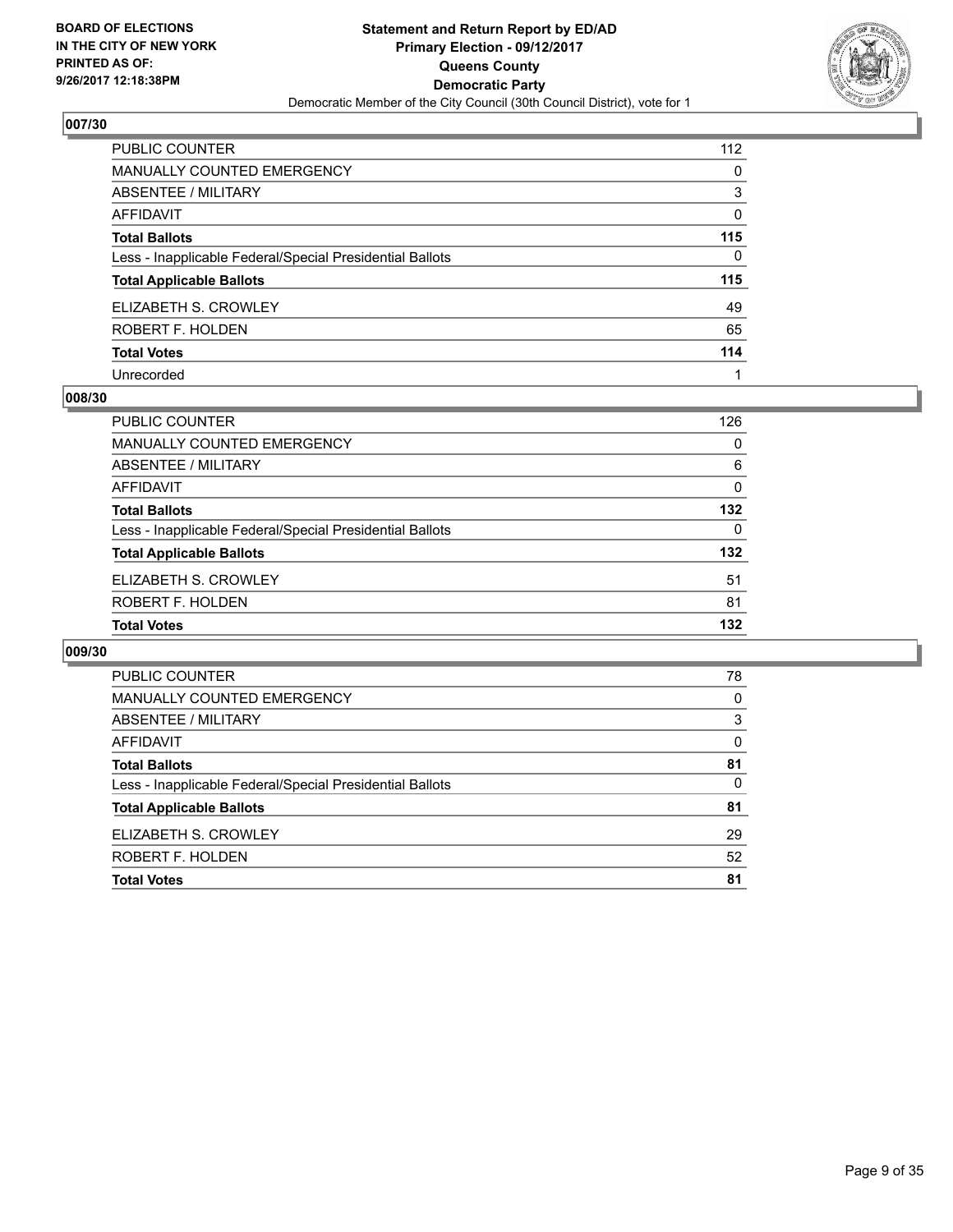**BOARD OF ELECTIONS IN THE CITY OF NEW YORK PRINTED AS OF: 9/26/2017 12:18:38PM**

**Statement and Return Report by ED/AD**
**Primary Election - 09/12/2017**
**Queens County**
**Democratic Party**
Democratic Member of the City Council (30th Council District), vote for 1

### 007/30

| | |
|---|---|
| PUBLIC COUNTER | 112 |
| MANUALLY COUNTED EMERGENCY | 0 |
| ABSENTEE / MILITARY | 3 |
| AFFIDAVIT | 0 |
| **Total Ballots** | **115** |
| Less - Inapplicable Federal/Special Presidential Ballots | 0 |
| **Total Applicable Ballots** | **115** |
| ELIZABETH S. CROWLEY | 49 |
| ROBERT F. HOLDEN | 65 |
| **Total Votes** | **114** |
| Unrecorded | 1 |

### 008/30

| | |
|---|---|
| PUBLIC COUNTER | 126 |
| MANUALLY COUNTED EMERGENCY | 0 |
| ABSENTEE / MILITARY | 6 |
| AFFIDAVIT | 0 |
| **Total Ballots** | **132** |
| Less - Inapplicable Federal/Special Presidential Ballots | 0 |
| **Total Applicable Ballots** | **132** |
| ELIZABETH S. CROWLEY | 51 |
| ROBERT F. HOLDEN | 81 |
| **Total Votes** | **132** |

### 009/30

| | |
|---|---|
| PUBLIC COUNTER | 78 |
| MANUALLY COUNTED EMERGENCY | 0 |
| ABSENTEE / MILITARY | 3 |
| AFFIDAVIT | 0 |
| **Total Ballots** | **81** |
| Less - Inapplicable Federal/Special Presidential Ballots | 0 |
| **Total Applicable Ballots** | **81** |
| ELIZABETH S. CROWLEY | 29 |
| ROBERT F. HOLDEN | 52 |
| **Total Votes** | **81** |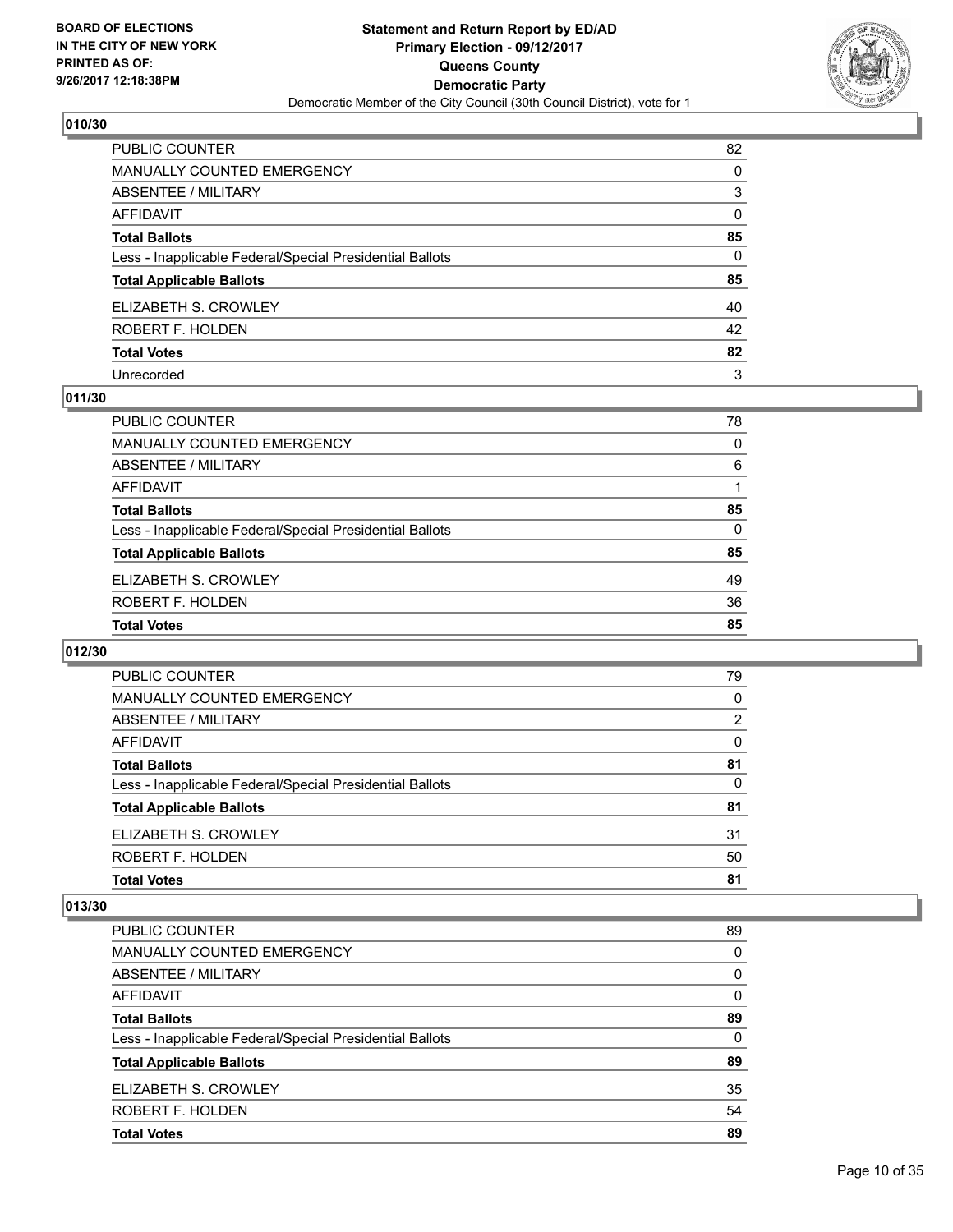## 010/30

| | |
|---|---|
| PUBLIC COUNTER | 82 |
| MANUALLY COUNTED EMERGENCY | 0 |
| ABSENTEE / MILITARY | 3 |
| AFFIDAVIT | 0 |
| **Total Ballots** | **85** |
| Less - Inapplicable Federal/Special Presidential Ballots | 0 |
| **Total Applicable Ballots** | **85** |
| ELIZABETH S. CROWLEY | 40 |
| ROBERT F. HOLDEN | 42 |
| **Total Votes** | **82** |
| Unrecorded | 3 |

## 011/30

| | |
|---|---|
| PUBLIC COUNTER | 78 |
| MANUALLY COUNTED EMERGENCY | 0 |
| ABSENTEE / MILITARY | 6 |
| AFFIDAVIT | 1 |
| **Total Ballots** | **85** |
| Less - Inapplicable Federal/Special Presidential Ballots | 0 |
| **Total Applicable Ballots** | **85** |
| ELIZABETH S. CROWLEY | 49 |
| ROBERT F. HOLDEN | 36 |
| **Total Votes** | **85** |

## 012/30

| | |
|---|---|
| PUBLIC COUNTER | 79 |
| MANUALLY COUNTED EMERGENCY | 0 |
| ABSENTEE / MILITARY | 2 |
| AFFIDAVIT | 0 |
| **Total Ballots** | **81** |
| Less - Inapplicable Federal/Special Presidential Ballots | 0 |
| **Total Applicable Ballots** | **81** |
| ELIZABETH S. CROWLEY | 31 |
| ROBERT F. HOLDEN | 50 |
| **Total Votes** | **81** |

## 013/30

| | |
|---|---|
| PUBLIC COUNTER | 89 |
| MANUALLY COUNTED EMERGENCY | 0 |
| ABSENTEE / MILITARY | 0 |
| AFFIDAVIT | 0 |
| **Total Ballots** | **89** |
| Less - Inapplicable Federal/Special Presidential Ballots | 0 |
| **Total Applicable Ballots** | **89** |
| ELIZABETH S. CROWLEY | 35 |
| ROBERT F. HOLDEN | 54 |
| **Total Votes** | **89** |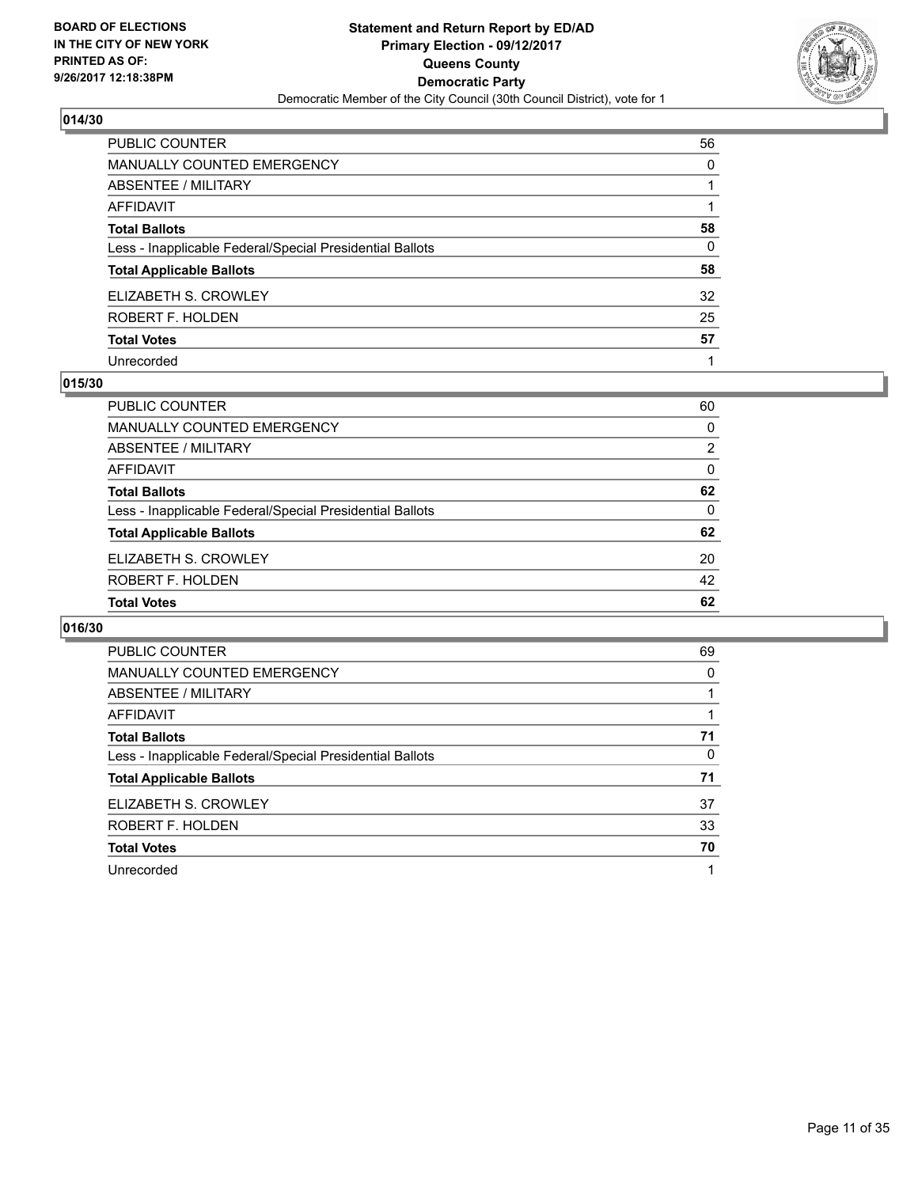**BOARD OF ELECTIONS IN THE CITY OF NEW YORK PRINTED AS OF: 9/26/2017 12:18:38PM**

**Statement and Return Report by ED/AD**
**Primary Election - 09/12/2017**
**Queens County**
**Democratic Party**
Democratic Member of the City Council (30th Council District), vote for 1

## 014/30

| | |
|---|---|
| PUBLIC COUNTER | 56 |
| MANUALLY COUNTED EMERGENCY | 0 |
| ABSENTEE / MILITARY | 1 |
| AFFIDAVIT | 1 |
| **Total Ballots** | **58** |
| Less - Inapplicable Federal/Special Presidential Ballots | 0 |
| **Total Applicable Ballots** | **58** |
| ELIZABETH S. CROWLEY | 32 |
| ROBERT F. HOLDEN | 25 |
| **Total Votes** | **57** |
| Unrecorded | 1 |

## 015/30

| | |
|---|---|
| PUBLIC COUNTER | 60 |
| MANUALLY COUNTED EMERGENCY | 0 |
| ABSENTEE / MILITARY | 2 |
| AFFIDAVIT | 0 |
| **Total Ballots** | **62** |
| Less - Inapplicable Federal/Special Presidential Ballots | 0 |
| **Total Applicable Ballots** | **62** |
| ELIZABETH S. CROWLEY | 20 |
| ROBERT F. HOLDEN | 42 |
| **Total Votes** | **62** |

## 016/30

| | |
|---|---|
| PUBLIC COUNTER | 69 |
| MANUALLY COUNTED EMERGENCY | 0 |
| ABSENTEE / MILITARY | 1 |
| AFFIDAVIT | 1 |
| **Total Ballots** | **71** |
| Less - Inapplicable Federal/Special Presidential Ballots | 0 |
| **Total Applicable Ballots** | **71** |
| ELIZABETH S. CROWLEY | 37 |
| ROBERT F. HOLDEN | 33 |
| **Total Votes** | **70** |
| Unrecorded | 1 |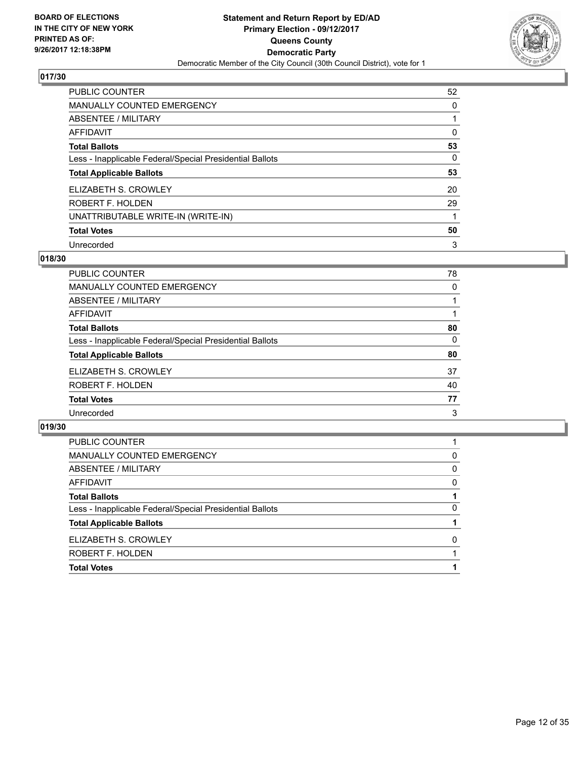**BOARD OF ELECTIONS IN THE CITY OF NEW YORK PRINTED AS OF: 9/26/2017 12:18:38PM**

**Statement and Return Report by ED/AD Primary Election - 09/12/2017 Queens County Democratic Party**

Democratic Member of the City Council (30th Council District), vote for 1

## 017/30

| | |
|---|---|
| PUBLIC COUNTER | 52 |
| MANUALLY COUNTED EMERGENCY | 0 |
| ABSENTEE / MILITARY | 1 |
| AFFIDAVIT | 0 |
| **Total Ballots** | **53** |
| Less - Inapplicable Federal/Special Presidential Ballots | 0 |
| **Total Applicable Ballots** | **53** |
| ELIZABETH S. CROWLEY | 20 |
| ROBERT F. HOLDEN | 29 |
| UNATTRIBUTABLE WRITE-IN (WRITE-IN) | 1 |
| **Total Votes** | **50** |
| Unrecorded | 3 |

## 018/30

| | |
|---|---|
| PUBLIC COUNTER | 78 |
| MANUALLY COUNTED EMERGENCY | 0 |
| ABSENTEE / MILITARY | 1 |
| AFFIDAVIT | 1 |
| **Total Ballots** | **80** |
| Less - Inapplicable Federal/Special Presidential Ballots | 0 |
| **Total Applicable Ballots** | **80** |
| ELIZABETH S. CROWLEY | 37 |
| ROBERT F. HOLDEN | 40 |
| **Total Votes** | **77** |
| Unrecorded | 3 |

## 019/30

| | |
|---|---|
| PUBLIC COUNTER | 1 |
| MANUALLY COUNTED EMERGENCY | 0 |
| ABSENTEE / MILITARY | 0 |
| AFFIDAVIT | 0 |
| **Total Ballots** | **1** |
| Less - Inapplicable Federal/Special Presidential Ballots | 0 |
| **Total Applicable Ballots** | **1** |
| ELIZABETH S. CROWLEY | 0 |
| ROBERT F. HOLDEN | 1 |
| **Total Votes** | **1** |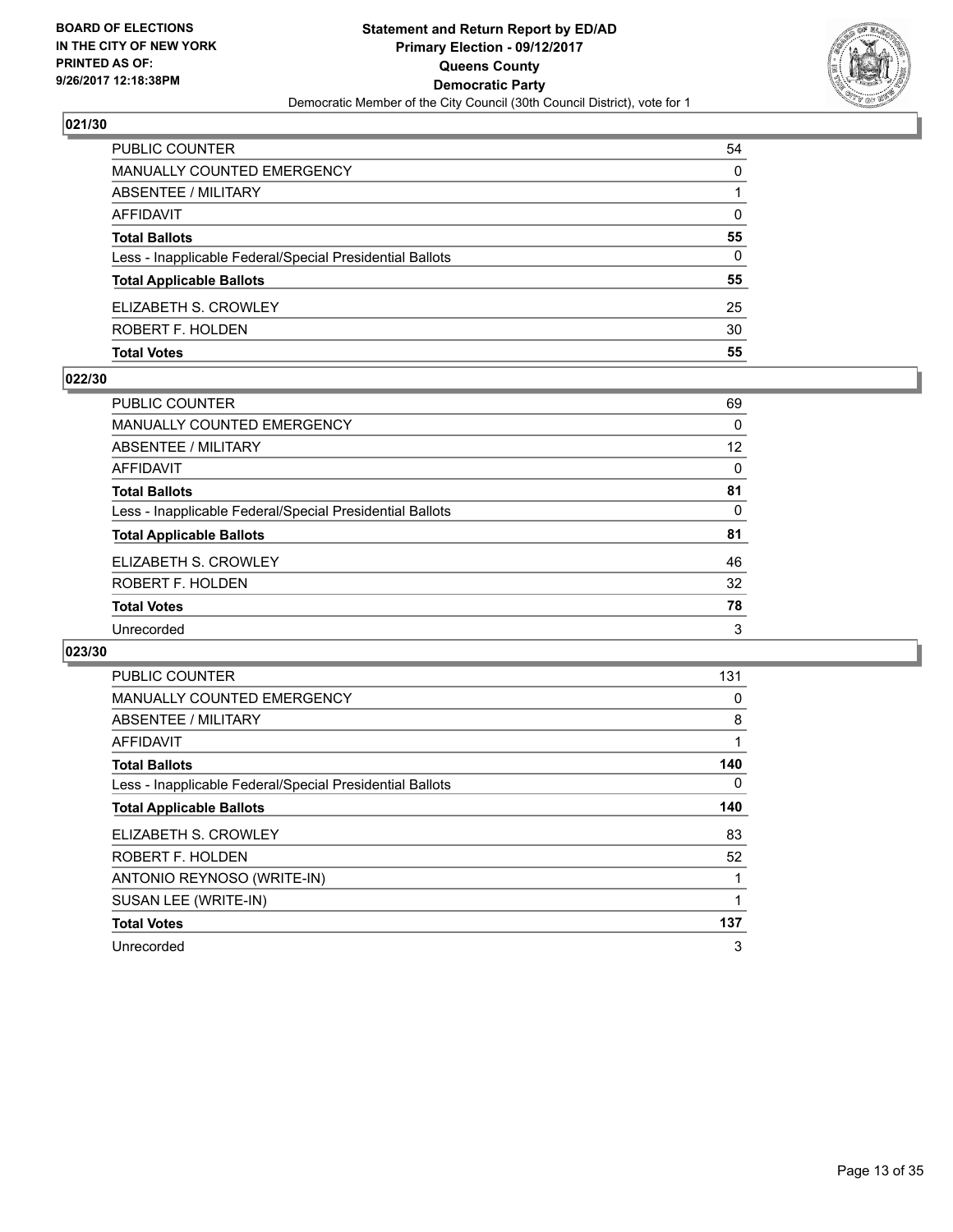**BOARD OF ELECTIONS IN THE CITY OF NEW YORK PRINTED AS OF: 9/26/2017 12:18:38PM**

**Statement and Return Report by ED/AD**
**Primary Election - 09/12/2017**
**Queens County**
**Democratic Party**
Democratic Member of the City Council (30th Council District), vote for 1

## 021/30

| | |
|---|---|
| PUBLIC COUNTER | 54 |
| MANUALLY COUNTED EMERGENCY | 0 |
| ABSENTEE / MILITARY | 1 |
| AFFIDAVIT | 0 |
| **Total Ballots** | **55** |
| Less - Inapplicable Federal/Special Presidential Ballots | 0 |
| **Total Applicable Ballots** | **55** |
| ELIZABETH S. CROWLEY | 25 |
| ROBERT F. HOLDEN | 30 |
| **Total Votes** | **55** |

## 022/30

| | |
|---|---|
| PUBLIC COUNTER | 69 |
| MANUALLY COUNTED EMERGENCY | 0 |
| ABSENTEE / MILITARY | 12 |
| AFFIDAVIT | 0 |
| **Total Ballots** | **81** |
| Less - Inapplicable Federal/Special Presidential Ballots | 0 |
| **Total Applicable Ballots** | **81** |
| ELIZABETH S. CROWLEY | 46 |
| ROBERT F. HOLDEN | 32 |
| **Total Votes** | **78** |
| Unrecorded | 3 |

## 023/30

| | |
|---|---|
| PUBLIC COUNTER | 131 |
| MANUALLY COUNTED EMERGENCY | 0 |
| ABSENTEE / MILITARY | 8 |
| AFFIDAVIT | 1 |
| **Total Ballots** | **140** |
| Less - Inapplicable Federal/Special Presidential Ballots | 0 |
| **Total Applicable Ballots** | **140** |
| ELIZABETH S. CROWLEY | 83 |
| ROBERT F. HOLDEN | 52 |
| ANTONIO REYNOSO (WRITE-IN) | 1 |
| SUSAN LEE (WRITE-IN) | 1 |
| **Total Votes** | **137** |
| Unrecorded | 3 |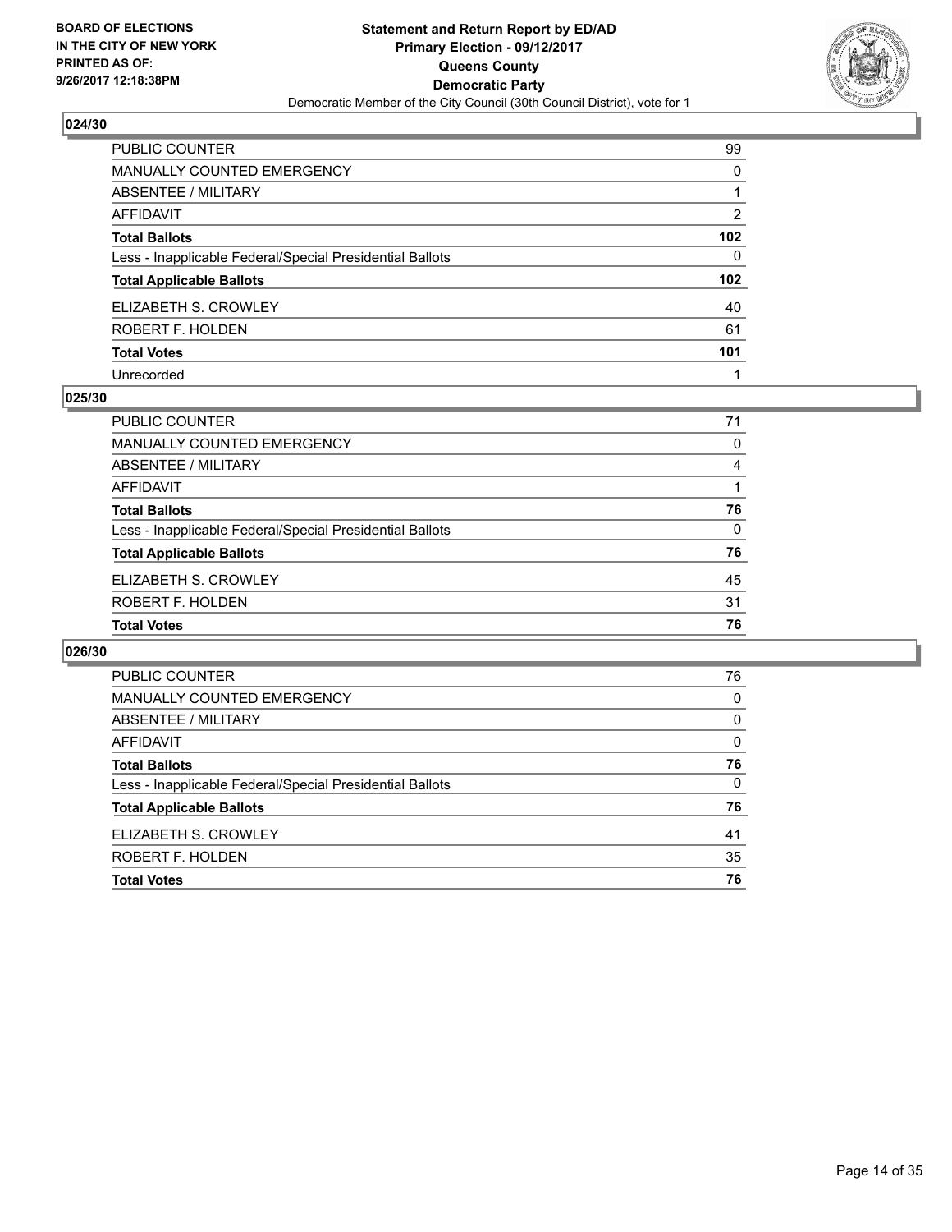**BOARD OF ELECTIONS IN THE CITY OF NEW YORK PRINTED AS OF: 9/26/2017 12:18:38PM**

**Statement and Return Report by ED/AD Primary Election - 09/12/2017 Queens County Democratic Party**

Democratic Member of the City Council (30th Council District), vote for 1

## 024/30

| | |
|---|---|
| PUBLIC COUNTER | 99 |
| MANUALLY COUNTED EMERGENCY | 0 |
| ABSENTEE / MILITARY | 1 |
| AFFIDAVIT | 2 |
| **Total Ballots** | **102** |
| Less - Inapplicable Federal/Special Presidential Ballots | 0 |
| **Total Applicable Ballots** | **102** |
| ELIZABETH S. CROWLEY | 40 |
| ROBERT F. HOLDEN | 61 |
| **Total Votes** | **101** |
| Unrecorded | 1 |

## 025/30

| | |
|---|---|
| PUBLIC COUNTER | 71 |
| MANUALLY COUNTED EMERGENCY | 0 |
| ABSENTEE / MILITARY | 4 |
| AFFIDAVIT | 1 |
| **Total Ballots** | **76** |
| Less - Inapplicable Federal/Special Presidential Ballots | 0 |
| **Total Applicable Ballots** | **76** |
| ELIZABETH S. CROWLEY | 45 |
| ROBERT F. HOLDEN | 31 |
| **Total Votes** | **76** |

## 026/30

| | |
|---|---|
| PUBLIC COUNTER | 76 |
| MANUALLY COUNTED EMERGENCY | 0 |
| ABSENTEE / MILITARY | 0 |
| AFFIDAVIT | 0 |
| **Total Ballots** | **76** |
| Less - Inapplicable Federal/Special Presidential Ballots | 0 |
| **Total Applicable Ballots** | **76** |
| ELIZABETH S. CROWLEY | 41 |
| ROBERT F. HOLDEN | 35 |
| **Total Votes** | **76** |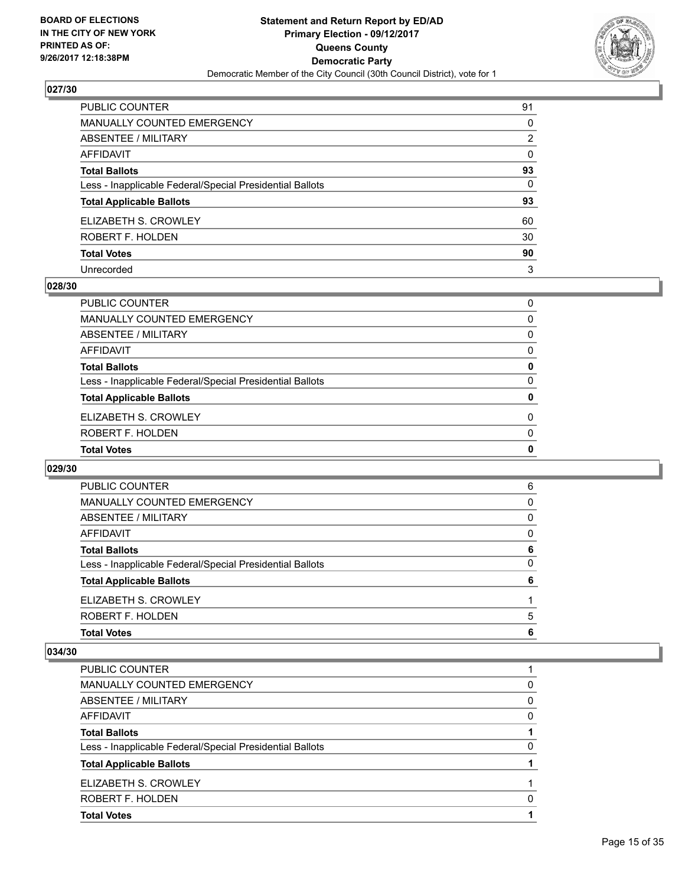### 027/30

| | |
|---|---|
| PUBLIC COUNTER | 91 |
| MANUALLY COUNTED EMERGENCY | 0 |
| ABSENTEE / MILITARY | 2 |
| AFFIDAVIT | 0 |
| **Total Ballots** | **93** |
| Less - Inapplicable Federal/Special Presidential Ballots | 0 |
| **Total Applicable Ballots** | **93** |
| ELIZABETH S. CROWLEY | 60 |
| ROBERT F. HOLDEN | 30 |
| **Total Votes** | **90** |
| Unrecorded | 3 |

### 028/30

| | |
|---|---|
| PUBLIC COUNTER | 0 |
| MANUALLY COUNTED EMERGENCY | 0 |
| ABSENTEE / MILITARY | 0 |
| AFFIDAVIT | 0 |
| **Total Ballots** | **0** |
| Less - Inapplicable Federal/Special Presidential Ballots | 0 |
| **Total Applicable Ballots** | **0** |
| ELIZABETH S. CROWLEY | 0 |
| ROBERT F. HOLDEN | 0 |
| **Total Votes** | **0** |

### 029/30

| | |
|---|---|
| PUBLIC COUNTER | 6 |
| MANUALLY COUNTED EMERGENCY | 0 |
| ABSENTEE / MILITARY | 0 |
| AFFIDAVIT | 0 |
| **Total Ballots** | **6** |
| Less - Inapplicable Federal/Special Presidential Ballots | 0 |
| **Total Applicable Ballots** | **6** |
| ELIZABETH S. CROWLEY | 1 |
| ROBERT F. HOLDEN | 5 |
| **Total Votes** | **6** |

### 034/30

| | |
|---|---|
| PUBLIC COUNTER | 1 |
| MANUALLY COUNTED EMERGENCY | 0 |
| ABSENTEE / MILITARY | 0 |
| AFFIDAVIT | 0 |
| **Total Ballots** | **1** |
| Less - Inapplicable Federal/Special Presidential Ballots | 0 |
| **Total Applicable Ballots** | **1** |
| ELIZABETH S. CROWLEY | 1 |
| ROBERT F. HOLDEN | 0 |
| **Total Votes** | **1** |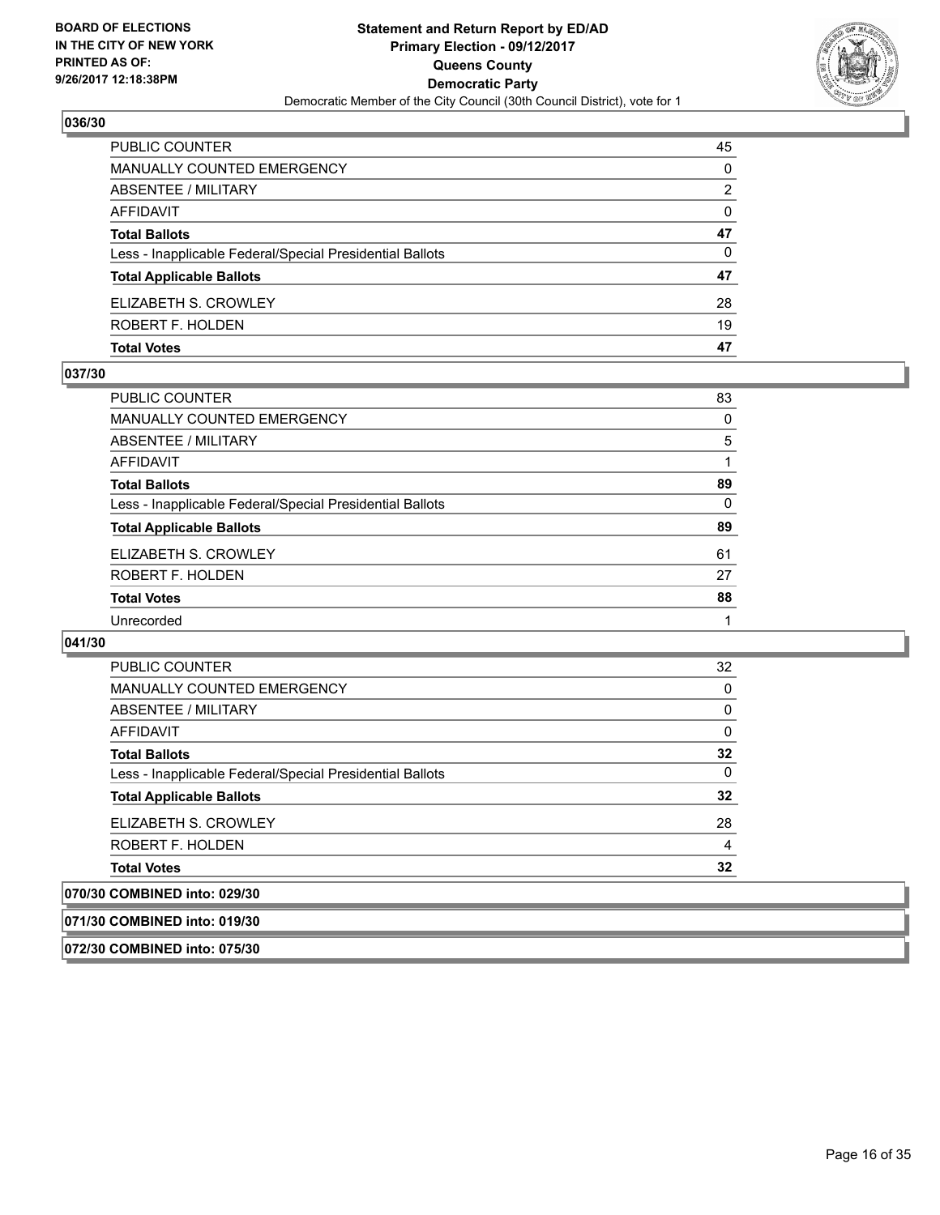**Statement and Return Report by ED/AD**
**Primary Election - 09/12/2017**
**Queens County**
**Democratic Party**
Democratic Member of the City Council (30th Council District), vote for 1

BOARD OF ELECTIONS IN THE CITY OF NEW YORK PRINTED AS OF: 9/26/2017 12:18:38PM

## 036/30

| | |
|---|---|
| PUBLIC COUNTER | 45 |
| MANUALLY COUNTED EMERGENCY | 0 |
| ABSENTEE / MILITARY | 2 |
| AFFIDAVIT | 0 |
| **Total Ballots** | **47** |
| Less - Inapplicable Federal/Special Presidential Ballots | 0 |
| **Total Applicable Ballots** | **47** |
| ELIZABETH S. CROWLEY | 28 |
| ROBERT F. HOLDEN | 19 |
| **Total Votes** | **47** |

## 037/30

| | |
|---|---|
| PUBLIC COUNTER | 83 |
| MANUALLY COUNTED EMERGENCY | 0 |
| ABSENTEE / MILITARY | 5 |
| AFFIDAVIT | 1 |
| **Total Ballots** | **89** |
| Less - Inapplicable Federal/Special Presidential Ballots | 0 |
| **Total Applicable Ballots** | **89** |
| ELIZABETH S. CROWLEY | 61 |
| ROBERT F. HOLDEN | 27 |
| **Total Votes** | **88** |
| Unrecorded | 1 |

## 041/30

| | |
|---|---|
| PUBLIC COUNTER | 32 |
| MANUALLY COUNTED EMERGENCY | 0 |
| ABSENTEE / MILITARY | 0 |
| AFFIDAVIT | 0 |
| **Total Ballots** | **32** |
| Less - Inapplicable Federal/Special Presidential Ballots | 0 |
| **Total Applicable Ballots** | **32** |
| ELIZABETH S. CROWLEY | 28 |
| ROBERT F. HOLDEN | 4 |
| **Total Votes** | **32** |

## 070/30 COMBINED into: 029/30

## 071/30 COMBINED into: 019/30

## 072/30 COMBINED into: 075/30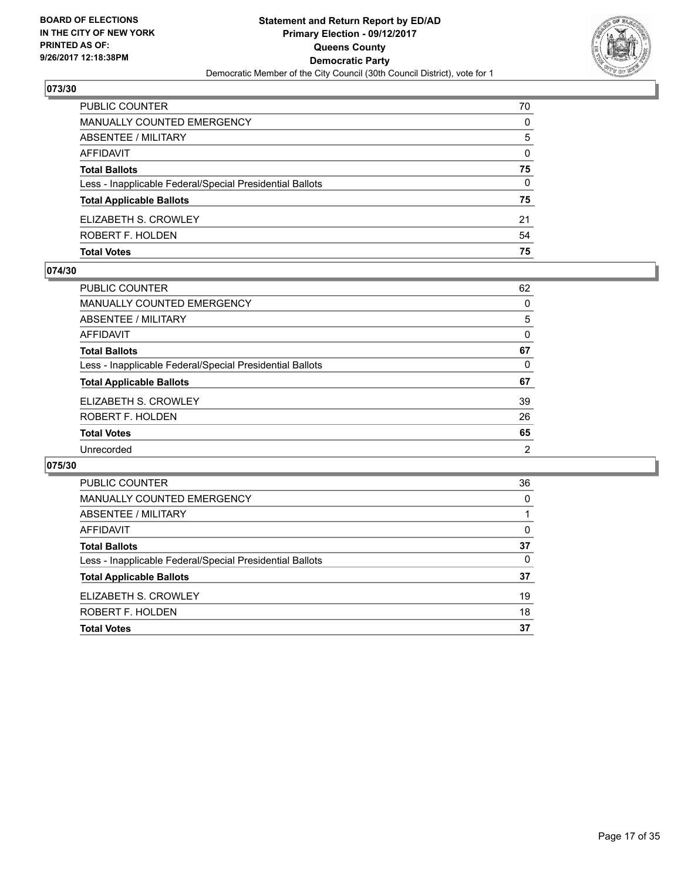**BOARD OF ELECTIONS IN THE CITY OF NEW YORK PRINTED AS OF: 9/26/2017 12:18:38PM**

**Statement and Return Report by ED/AD**
**Primary Election - 09/12/2017**
**Queens County**
**Democratic Party**
Democratic Member of the City Council (30th Council District), vote for 1

## 073/30

| | |
|---|---|
| PUBLIC COUNTER | 70 |
| MANUALLY COUNTED EMERGENCY | 0 |
| ABSENTEE / MILITARY | 5 |
| AFFIDAVIT | 0 |
| **Total Ballots** | **75** |
| Less - Inapplicable Federal/Special Presidential Ballots | 0 |
| **Total Applicable Ballots** | **75** |
| ELIZABETH S. CROWLEY | 21 |
| ROBERT F. HOLDEN | 54 |
| **Total Votes** | **75** |

## 074/30

| | |
|---|---|
| PUBLIC COUNTER | 62 |
| MANUALLY COUNTED EMERGENCY | 0 |
| ABSENTEE / MILITARY | 5 |
| AFFIDAVIT | 0 |
| **Total Ballots** | **67** |
| Less - Inapplicable Federal/Special Presidential Ballots | 0 |
| **Total Applicable Ballots** | **67** |
| ELIZABETH S. CROWLEY | 39 |
| ROBERT F. HOLDEN | 26 |
| **Total Votes** | **65** |
| Unrecorded | 2 |

## 075/30

| | |
|---|---|
| PUBLIC COUNTER | 36 |
| MANUALLY COUNTED EMERGENCY | 0 |
| ABSENTEE / MILITARY | 1 |
| AFFIDAVIT | 0 |
| **Total Ballots** | **37** |
| Less - Inapplicable Federal/Special Presidential Ballots | 0 |
| **Total Applicable Ballots** | **37** |
| ELIZABETH S. CROWLEY | 19 |
| ROBERT F. HOLDEN | 18 |
| **Total Votes** | **37** |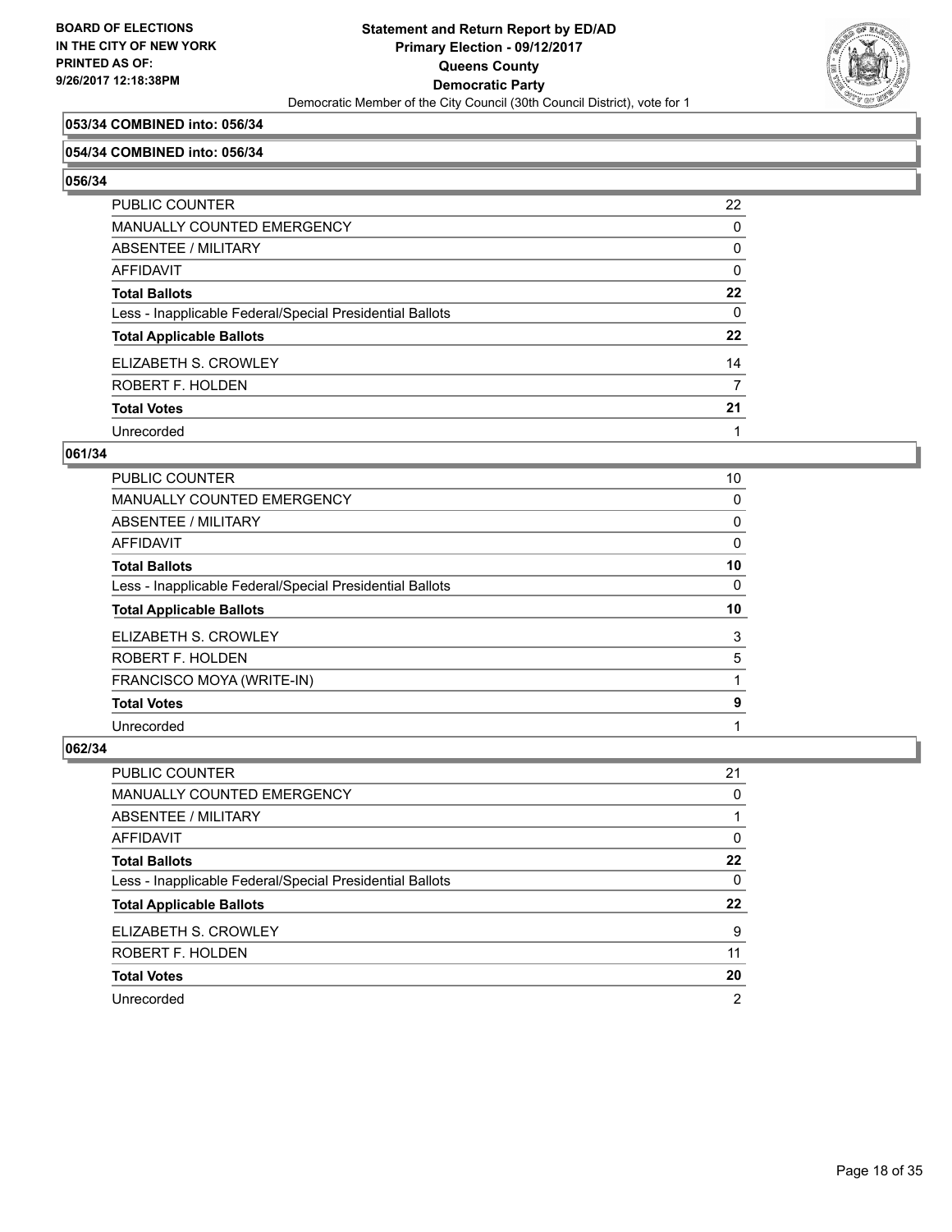**BOARD OF ELECTIONS IN THE CITY OF NEW YORK PRINTED AS OF: 9/26/2017 12:18:38PM**

# Statement and Return Report by ED/AD
## Primary Election - 09/12/2017
## Queens County
## Democratic Party
### Democratic Member of the City Council (30th Council District), vote for 1

**053/34 COMBINED into: 056/34**

**054/34 COMBINED into: 056/34**

**056/34**

| | |
|---|---|
| PUBLIC COUNTER | 22 |
| MANUALLY COUNTED EMERGENCY | 0 |
| ABSENTEE / MILITARY | 0 |
| AFFIDAVIT | 0 |
| **Total Ballots** | **22** |
| Less - Inapplicable Federal/Special Presidential Ballots | 0 |
| **Total Applicable Ballots** | **22** |
| ELIZABETH S. CROWLEY | 14 |
| ROBERT F. HOLDEN | 7 |
| **Total Votes** | **21** |
| Unrecorded | 1 |

**061/34**

| | |
|---|---|
| PUBLIC COUNTER | 10 |
| MANUALLY COUNTED EMERGENCY | 0 |
| ABSENTEE / MILITARY | 0 |
| AFFIDAVIT | 0 |
| **Total Ballots** | **10** |
| Less - Inapplicable Federal/Special Presidential Ballots | 0 |
| **Total Applicable Ballots** | **10** |
| ELIZABETH S. CROWLEY | 3 |
| ROBERT F. HOLDEN | 5 |
| FRANCISCO MOYA (WRITE-IN) | 1 |
| **Total Votes** | **9** |
| Unrecorded | 1 |

**062/34**

| | |
|---|---|
| PUBLIC COUNTER | 21 |
| MANUALLY COUNTED EMERGENCY | 0 |
| ABSENTEE / MILITARY | 1 |
| AFFIDAVIT | 0 |
| **Total Ballots** | **22** |
| Less - Inapplicable Federal/Special Presidential Ballots | 0 |
| **Total Applicable Ballots** | **22** |
| ELIZABETH S. CROWLEY | 9 |
| ROBERT F. HOLDEN | 11 |
| **Total Votes** | **20** |
| Unrecorded | 2 |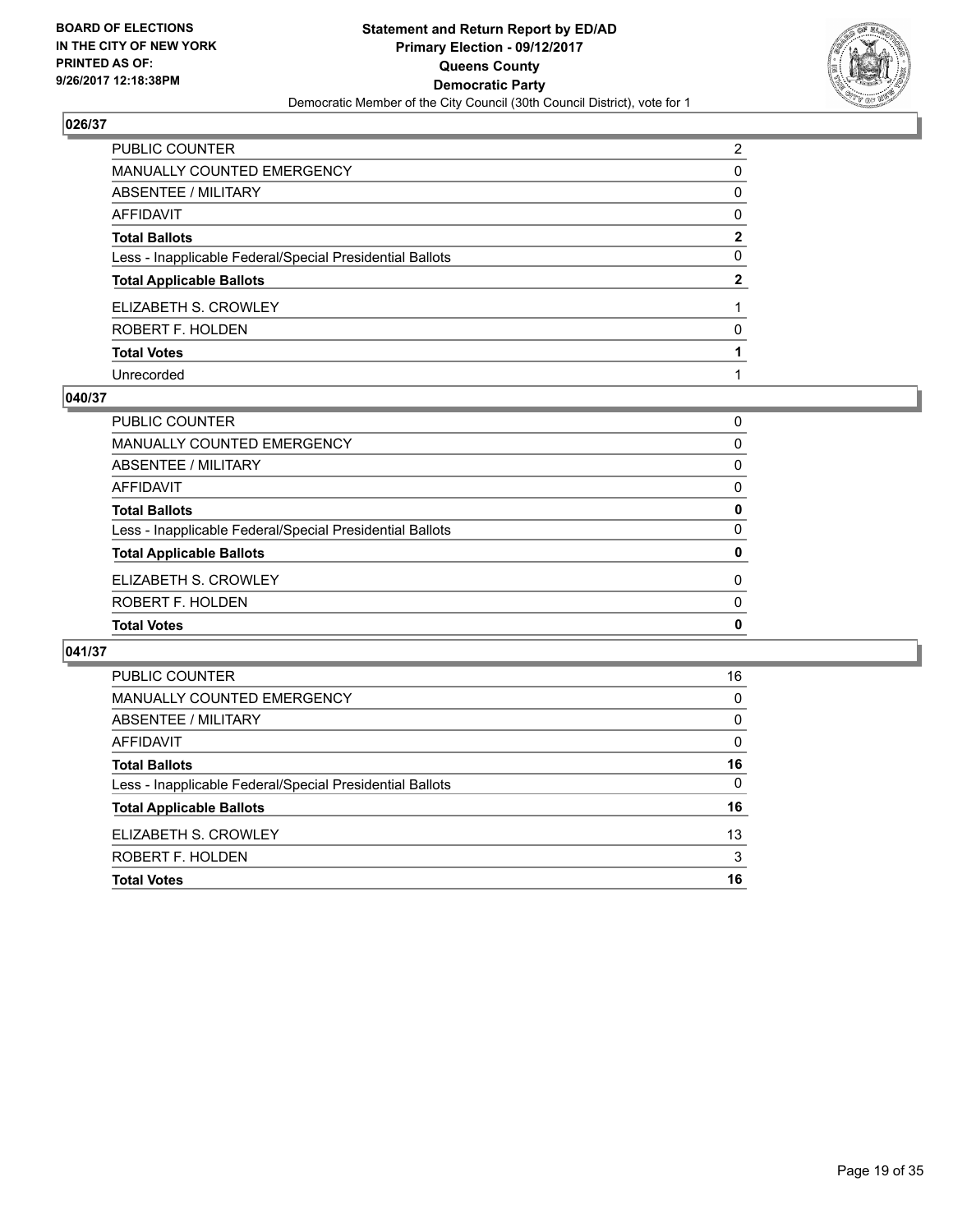**BOARD OF ELECTIONS IN THE CITY OF NEW YORK PRINTED AS OF: 9/26/2017 12:18:38PM**

**Statement and Return Report by ED/AD**
**Primary Election - 09/12/2017**
**Queens County**
**Democratic Party**
Democratic Member of the City Council (30th Council District), vote for 1

### 026/37

| | |
|---|---|
| PUBLIC COUNTER | 2 |
| MANUALLY COUNTED EMERGENCY | 0 |
| ABSENTEE / MILITARY | 0 |
| AFFIDAVIT | 0 |
| **Total Ballots** | **2** |
| Less - Inapplicable Federal/Special Presidential Ballots | 0 |
| **Total Applicable Ballots** | **2** |
| ELIZABETH S. CROWLEY | 1 |
| ROBERT F. HOLDEN | 0 |
| **Total Votes** | **1** |
| Unrecorded | 1 |

### 040/37

| | |
|---|---|
| PUBLIC COUNTER | 0 |
| MANUALLY COUNTED EMERGENCY | 0 |
| ABSENTEE / MILITARY | 0 |
| AFFIDAVIT | 0 |
| **Total Ballots** | **0** |
| Less - Inapplicable Federal/Special Presidential Ballots | 0 |
| **Total Applicable Ballots** | **0** |
| ELIZABETH S. CROWLEY | 0 |
| ROBERT F. HOLDEN | 0 |
| **Total Votes** | **0** |

### 041/37

| | |
|---|---|
| PUBLIC COUNTER | 16 |
| MANUALLY COUNTED EMERGENCY | 0 |
| ABSENTEE / MILITARY | 0 |
| AFFIDAVIT | 0 |
| **Total Ballots** | **16** |
| Less - Inapplicable Federal/Special Presidential Ballots | 0 |
| **Total Applicable Ballots** | **16** |
| ELIZABETH S. CROWLEY | 13 |
| ROBERT F. HOLDEN | 3 |
| **Total Votes** | **16** |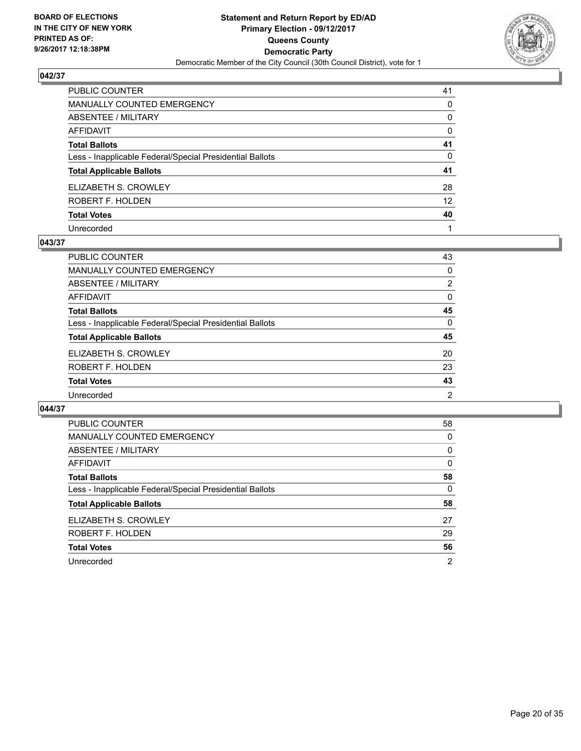**BOARD OF ELECTIONS IN THE CITY OF NEW YORK PRINTED AS OF: 9/26/2017 12:18:38PM**

**Statement and Return Report by ED/AD**
**Primary Election - 09/12/2017**
**Queens County**
**Democratic Party**
Democratic Member of the City Council (30th Council District), vote for 1

**042/37**

| | |
|---|---|
| PUBLIC COUNTER | 41 |
| MANUALLY COUNTED EMERGENCY | 0 |
| ABSENTEE / MILITARY | 0 |
| AFFIDAVIT | 0 |
| **Total Ballots** | **41** |
| Less - Inapplicable Federal/Special Presidential Ballots | 0 |
| **Total Applicable Ballots** | **41** |
| ELIZABETH S. CROWLEY | 28 |
| ROBERT F. HOLDEN | 12 |
| **Total Votes** | **40** |
| Unrecorded | 1 |

**043/37**

| | |
|---|---|
| PUBLIC COUNTER | 43 |
| MANUALLY COUNTED EMERGENCY | 0 |
| ABSENTEE / MILITARY | 2 |
| AFFIDAVIT | 0 |
| **Total Ballots** | **45** |
| Less - Inapplicable Federal/Special Presidential Ballots | 0 |
| **Total Applicable Ballots** | **45** |
| ELIZABETH S. CROWLEY | 20 |
| ROBERT F. HOLDEN | 23 |
| **Total Votes** | **43** |
| Unrecorded | 2 |

**044/37**

| | |
|---|---|
| PUBLIC COUNTER | 58 |
| MANUALLY COUNTED EMERGENCY | 0 |
| ABSENTEE / MILITARY | 0 |
| AFFIDAVIT | 0 |
| **Total Ballots** | **58** |
| Less - Inapplicable Federal/Special Presidential Ballots | 0 |
| **Total Applicable Ballots** | **58** |
| ELIZABETH S. CROWLEY | 27 |
| ROBERT F. HOLDEN | 29 |
| **Total Votes** | **56** |
| Unrecorded | 2 |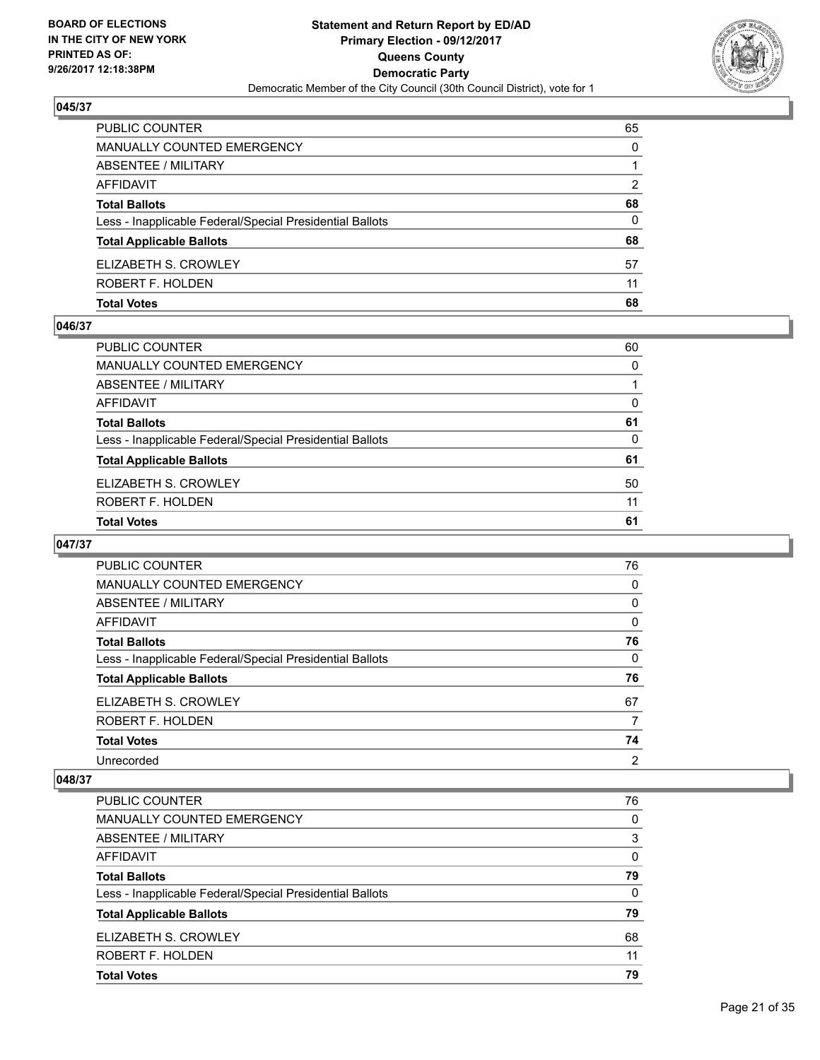**Statement and Return Report by ED/AD**
**Primary Election - 09/12/2017**
**Queens County**
**Democratic Party**
Democratic Member of the City Council (30th Council District), vote for 1

BOARD OF ELECTIONS IN THE CITY OF NEW YORK PRINTED AS OF: 9/26/2017 12:18:38PM

### 045/37

| | |
|---|---|
| PUBLIC COUNTER | 65 |
| MANUALLY COUNTED EMERGENCY | 0 |
| ABSENTEE / MILITARY | 1 |
| AFFIDAVIT | 2 |
| **Total Ballots** | **68** |
| Less - Inapplicable Federal/Special Presidential Ballots | 0 |
| **Total Applicable Ballots** | **68** |
| ELIZABETH S. CROWLEY | 57 |
| ROBERT F. HOLDEN | 11 |
| **Total Votes** | **68** |

### 046/37

| | |
|---|---|
| PUBLIC COUNTER | 60 |
| MANUALLY COUNTED EMERGENCY | 0 |
| ABSENTEE / MILITARY | 1 |
| AFFIDAVIT | 0 |
| **Total Ballots** | **61** |
| Less - Inapplicable Federal/Special Presidential Ballots | 0 |
| **Total Applicable Ballots** | **61** |
| ELIZABETH S. CROWLEY | 50 |
| ROBERT F. HOLDEN | 11 |
| **Total Votes** | **61** |

### 047/37

| | |
|---|---|
| PUBLIC COUNTER | 76 |
| MANUALLY COUNTED EMERGENCY | 0 |
| ABSENTEE / MILITARY | 0 |
| AFFIDAVIT | 0 |
| **Total Ballots** | **76** |
| Less - Inapplicable Federal/Special Presidential Ballots | 0 |
| **Total Applicable Ballots** | **76** |
| ELIZABETH S. CROWLEY | 67 |
| ROBERT F. HOLDEN | 7 |
| **Total Votes** | **74** |
| Unrecorded | 2 |

### 048/37

| | |
|---|---|
| PUBLIC COUNTER | 76 |
| MANUALLY COUNTED EMERGENCY | 0 |
| ABSENTEE / MILITARY | 3 |
| AFFIDAVIT | 0 |
| **Total Ballots** | **79** |
| Less - Inapplicable Federal/Special Presidential Ballots | 0 |
| **Total Applicable Ballots** | **79** |
| ELIZABETH S. CROWLEY | 68 |
| ROBERT F. HOLDEN | 11 |
| **Total Votes** | **79** |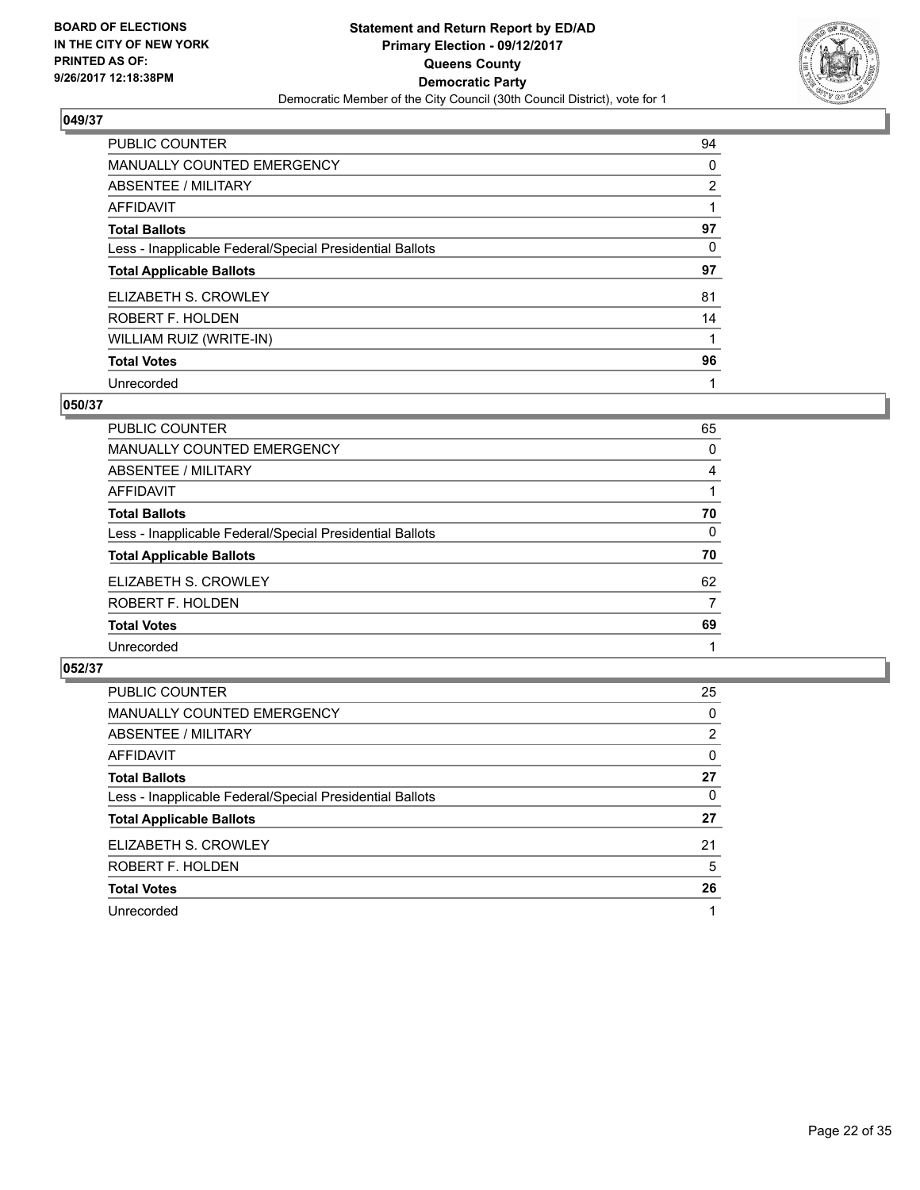**BOARD OF ELECTIONS IN THE CITY OF NEW YORK PRINTED AS OF: 9/26/2017 12:18:38PM**

**Statement and Return Report by ED/AD Primary Election - 09/12/2017 Queens County Democratic Party**

Democratic Member of the City Council (30th Council District), vote for 1

### 049/37

| | |
|---|---|
| PUBLIC COUNTER | 94 |
| MANUALLY COUNTED EMERGENCY | 0 |
| ABSENTEE / MILITARY | 2 |
| AFFIDAVIT | 1 |
| **Total Ballots** | **97** |
| Less - Inapplicable Federal/Special Presidential Ballots | 0 |
| **Total Applicable Ballots** | **97** |
| ELIZABETH S. CROWLEY | 81 |
| ROBERT F. HOLDEN | 14 |
| WILLIAM RUIZ (WRITE-IN) | 1 |
| **Total Votes** | **96** |
| Unrecorded | 1 |

### 050/37

| | |
|---|---|
| PUBLIC COUNTER | 65 |
| MANUALLY COUNTED EMERGENCY | 0 |
| ABSENTEE / MILITARY | 4 |
| AFFIDAVIT | 1 |
| **Total Ballots** | **70** |
| Less - Inapplicable Federal/Special Presidential Ballots | 0 |
| **Total Applicable Ballots** | **70** |
| ELIZABETH S. CROWLEY | 62 |
| ROBERT F. HOLDEN | 7 |
| **Total Votes** | **69** |
| Unrecorded | 1 |

### 052/37

| | |
|---|---|
| PUBLIC COUNTER | 25 |
| MANUALLY COUNTED EMERGENCY | 0 |
| ABSENTEE / MILITARY | 2 |
| AFFIDAVIT | 0 |
| **Total Ballots** | **27** |
| Less - Inapplicable Federal/Special Presidential Ballots | 0 |
| **Total Applicable Ballots** | **27** |
| ELIZABETH S. CROWLEY | 21 |
| ROBERT F. HOLDEN | 5 |
| **Total Votes** | **26** |
| Unrecorded | 1 |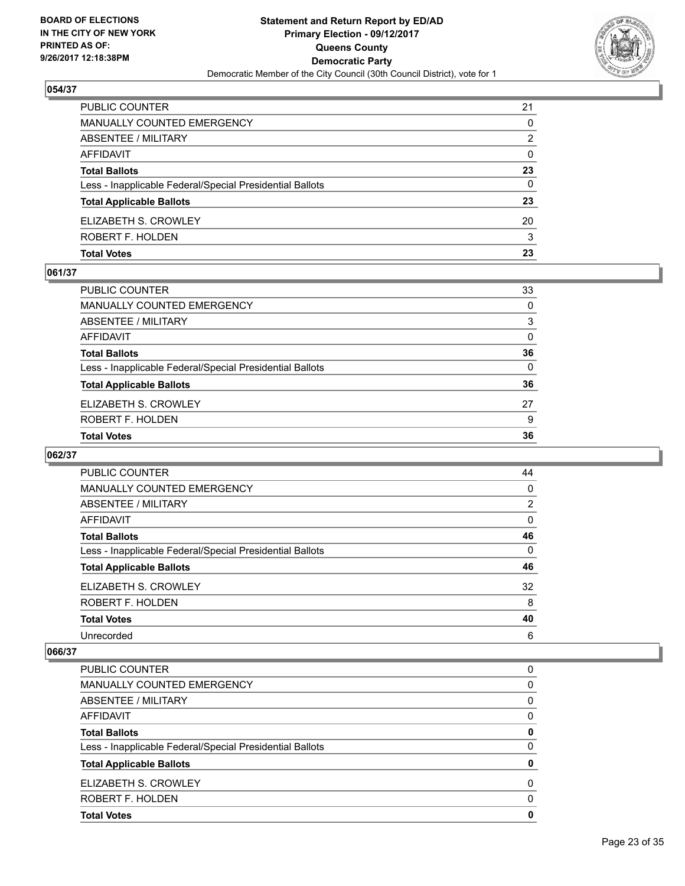**BOARD OF ELECTIONS IN THE CITY OF NEW YORK PRINTED AS OF: 9/26/2017 12:18:38PM**

**Statement and Return Report by ED/AD Primary Election - 09/12/2017 Queens County Democratic Party**

Democratic Member of the City Council (30th Council District), vote for 1

### 054/37

| | |
|---|---|
| PUBLIC COUNTER | 21 |
| MANUALLY COUNTED EMERGENCY | 0 |
| ABSENTEE / MILITARY | 2 |
| AFFIDAVIT | 0 |
| **Total Ballots** | **23** |
| Less - Inapplicable Federal/Special Presidential Ballots | 0 |
| **Total Applicable Ballots** | **23** |
| ELIZABETH S. CROWLEY | 20 |
| ROBERT F. HOLDEN | 3 |
| **Total Votes** | **23** |

### 061/37

| | |
|---|---|
| PUBLIC COUNTER | 33 |
| MANUALLY COUNTED EMERGENCY | 0 |
| ABSENTEE / MILITARY | 3 |
| AFFIDAVIT | 0 |
| **Total Ballots** | **36** |
| Less - Inapplicable Federal/Special Presidential Ballots | 0 |
| **Total Applicable Ballots** | **36** |
| ELIZABETH S. CROWLEY | 27 |
| ROBERT F. HOLDEN | 9 |
| **Total Votes** | **36** |

### 062/37

| | |
|---|---|
| PUBLIC COUNTER | 44 |
| MANUALLY COUNTED EMERGENCY | 0 |
| ABSENTEE / MILITARY | 2 |
| AFFIDAVIT | 0 |
| **Total Ballots** | **46** |
| Less - Inapplicable Federal/Special Presidential Ballots | 0 |
| **Total Applicable Ballots** | **46** |
| ELIZABETH S. CROWLEY | 32 |
| ROBERT F. HOLDEN | 8 |
| **Total Votes** | **40** |
| Unrecorded | 6 |

### 066/37

| | |
|---|---|
| PUBLIC COUNTER | 0 |
| MANUALLY COUNTED EMERGENCY | 0 |
| ABSENTEE / MILITARY | 0 |
| AFFIDAVIT | 0 |
| **Total Ballots** | **0** |
| Less - Inapplicable Federal/Special Presidential Ballots | 0 |
| **Total Applicable Ballots** | **0** |
| ELIZABETH S. CROWLEY | 0 |
| ROBERT F. HOLDEN | 0 |
| **Total Votes** | **0** |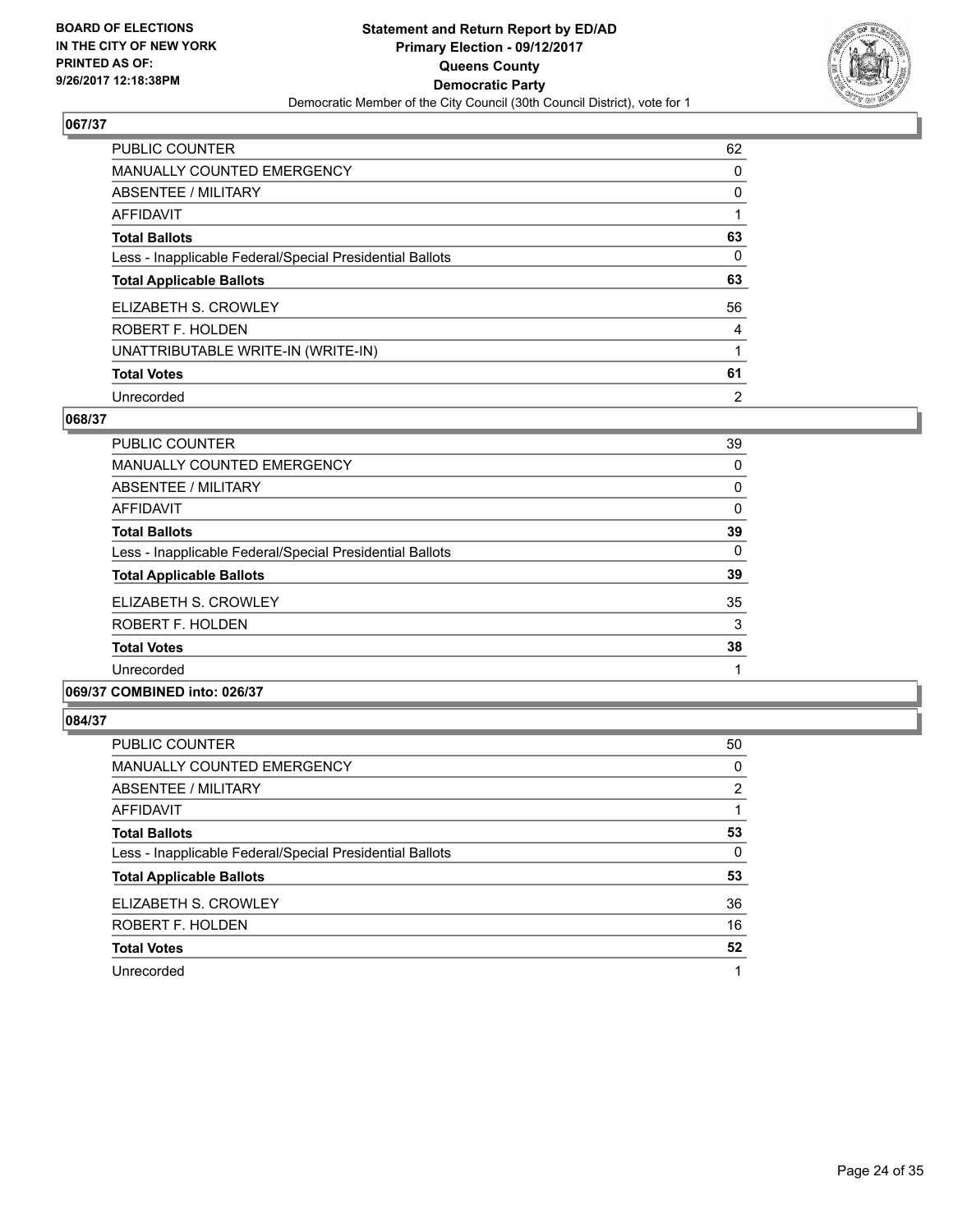**BOARD OF ELECTIONS IN THE CITY OF NEW YORK PRINTED AS OF: 9/26/2017 12:18:38PM**

**Statement and Return Report by ED/AD Primary Election - 09/12/2017 Queens County Democratic Party**

Democratic Member of the City Council (30th Council District), vote for 1

### 067/37

| | |
|---|---|
| PUBLIC COUNTER | 62 |
| MANUALLY COUNTED EMERGENCY | 0 |
| ABSENTEE / MILITARY | 0 |
| AFFIDAVIT | 1 |
| **Total Ballots** | **63** |
| Less - Inapplicable Federal/Special Presidential Ballots | 0 |
| **Total Applicable Ballots** | **63** |
| ELIZABETH S. CROWLEY | 56 |
| ROBERT F. HOLDEN | 4 |
| UNATTRIBUTABLE WRITE-IN (WRITE-IN) | 1 |
| **Total Votes** | **61** |
| Unrecorded | 2 |

### 068/37

| | |
|---|---|
| PUBLIC COUNTER | 39 |
| MANUALLY COUNTED EMERGENCY | 0 |
| ABSENTEE / MILITARY | 0 |
| AFFIDAVIT | 0 |
| **Total Ballots** | **39** |
| Less - Inapplicable Federal/Special Presidential Ballots | 0 |
| **Total Applicable Ballots** | **39** |
| ELIZABETH S. CROWLEY | 35 |
| ROBERT F. HOLDEN | 3 |
| **Total Votes** | **38** |
| Unrecorded | 1 |

### 069/37 COMBINED into: 026/37

### 084/37

| | |
|---|---|
| PUBLIC COUNTER | 50 |
| MANUALLY COUNTED EMERGENCY | 0 |
| ABSENTEE / MILITARY | 2 |
| AFFIDAVIT | 1 |
| **Total Ballots** | **53** |
| Less - Inapplicable Federal/Special Presidential Ballots | 0 |
| **Total Applicable Ballots** | **53** |
| ELIZABETH S. CROWLEY | 36 |
| ROBERT F. HOLDEN | 16 |
| **Total Votes** | **52** |
| Unrecorded | 1 |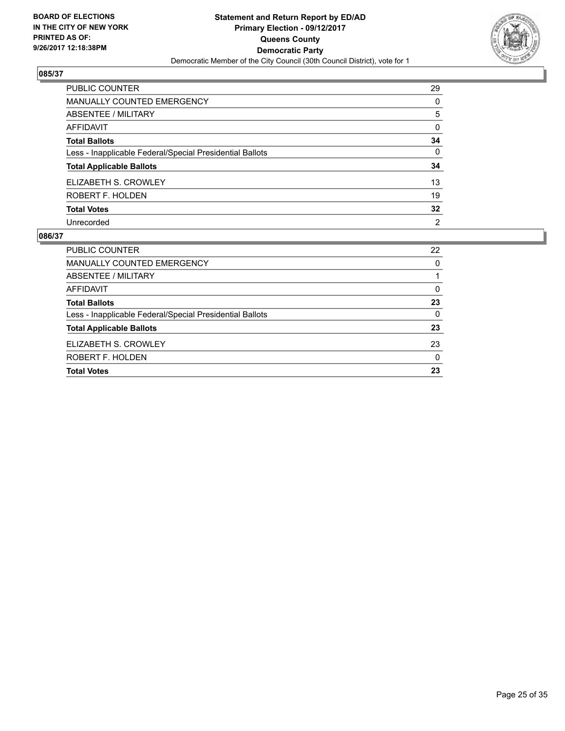**BOARD OF ELECTIONS IN THE CITY OF NEW YORK PRINTED AS OF: 9/26/2017 12:18:38PM**

**Statement and Return Report by ED/AD**
**Primary Election - 09/12/2017**
**Queens County**
**Democratic Party**
Democratic Member of the City Council (30th Council District), vote for 1

### 085/37

| | |
|---|---|
| PUBLIC COUNTER | 29 |
| MANUALLY COUNTED EMERGENCY | 0 |
| ABSENTEE / MILITARY | 5 |
| AFFIDAVIT | 0 |
| **Total Ballots** | **34** |
| Less - Inapplicable Federal/Special Presidential Ballots | 0 |
| **Total Applicable Ballots** | **34** |
| ELIZABETH S. CROWLEY | 13 |
| ROBERT F. HOLDEN | 19 |
| **Total Votes** | **32** |
| Unrecorded | 2 |

### 086/37

| | |
|---|---|
| PUBLIC COUNTER | 22 |
| MANUALLY COUNTED EMERGENCY | 0 |
| ABSENTEE / MILITARY | 1 |
| AFFIDAVIT | 0 |
| **Total Ballots** | **23** |
| Less - Inapplicable Federal/Special Presidential Ballots | 0 |
| **Total Applicable Ballots** | **23** |
| ELIZABETH S. CROWLEY | 23 |
| ROBERT F. HOLDEN | 0 |
| **Total Votes** | **23** |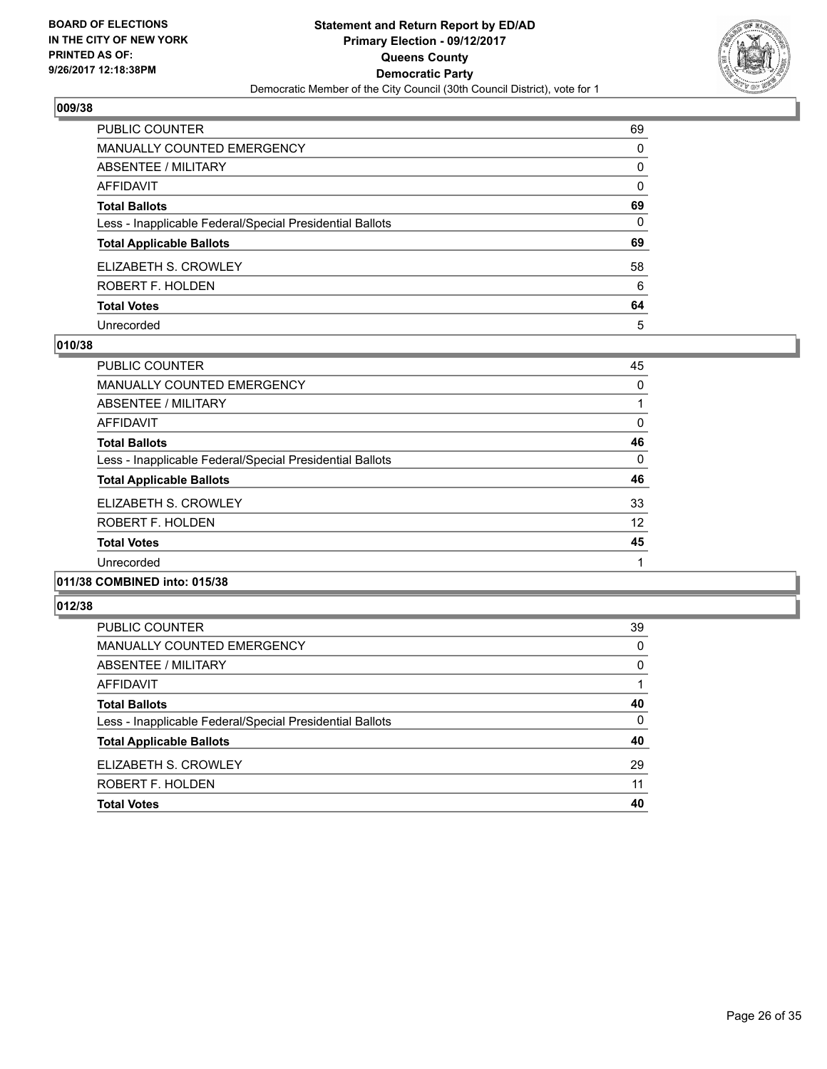BOARD OF ELECTIONS
IN THE CITY OF NEW YORK
PRINTED AS OF:
9/26/2017 12:18:38PM

**Statement and Return Report by ED/AD**
**Primary Election - 09/12/2017**
**Queens County**
**Democratic Party**
Democratic Member of the City Council (30th Council District), vote for 1

### 009/38

| | |
|---|---|
| PUBLIC COUNTER | 69 |
| MANUALLY COUNTED EMERGENCY | 0 |
| ABSENTEE / MILITARY | 0 |
| AFFIDAVIT | 0 |
| **Total Ballots** | **69** |
| Less - Inapplicable Federal/Special Presidential Ballots | 0 |
| **Total Applicable Ballots** | **69** |
| ELIZABETH S. CROWLEY | 58 |
| ROBERT F. HOLDEN | 6 |
| **Total Votes** | **64** |
| Unrecorded | 5 |

### 010/38

| | |
|---|---|
| PUBLIC COUNTER | 45 |
| MANUALLY COUNTED EMERGENCY | 0 |
| ABSENTEE / MILITARY | 1 |
| AFFIDAVIT | 0 |
| **Total Ballots** | **46** |
| Less - Inapplicable Federal/Special Presidential Ballots | 0 |
| **Total Applicable Ballots** | **46** |
| ELIZABETH S. CROWLEY | 33 |
| ROBERT F. HOLDEN | 12 |
| **Total Votes** | **45** |
| Unrecorded | 1 |

### 011/38 COMBINED into: 015/38

### 012/38

| | |
|---|---|
| PUBLIC COUNTER | 39 |
| MANUALLY COUNTED EMERGENCY | 0 |
| ABSENTEE / MILITARY | 0 |
| AFFIDAVIT | 1 |
| **Total Ballots** | **40** |
| Less - Inapplicable Federal/Special Presidential Ballots | 0 |
| **Total Applicable Ballots** | **40** |
| ELIZABETH S. CROWLEY | 29 |
| ROBERT F. HOLDEN | 11 |
| **Total Votes** | **40** |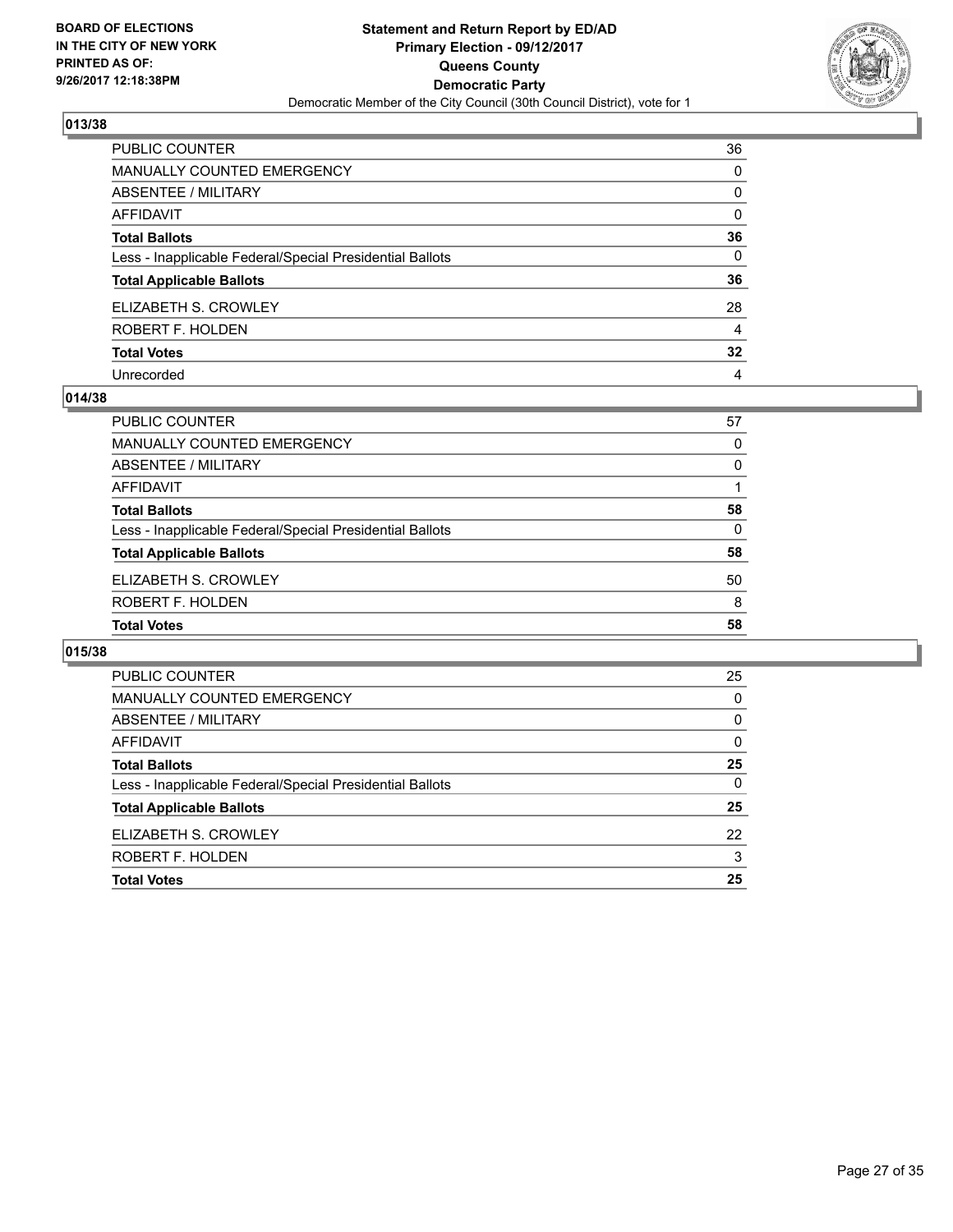**BOARD OF ELECTIONS IN THE CITY OF NEW YORK PRINTED AS OF: 9/26/2017 12:18:38PM**

**Statement and Return Report by ED/AD Primary Election - 09/12/2017 Queens County Democratic Party**

Democratic Member of the City Council (30th Council District), vote for 1

## 013/38

| | |
|---|---|
| PUBLIC COUNTER | 36 |
| MANUALLY COUNTED EMERGENCY | 0 |
| ABSENTEE / MILITARY | 0 |
| AFFIDAVIT | 0 |
| **Total Ballots** | **36** |
| Less - Inapplicable Federal/Special Presidential Ballots | 0 |
| **Total Applicable Ballots** | **36** |
| ELIZABETH S. CROWLEY | 28 |
| ROBERT F. HOLDEN | 4 |
| **Total Votes** | **32** |
| Unrecorded | 4 |

## 014/38

| | |
|---|---|
| PUBLIC COUNTER | 57 |
| MANUALLY COUNTED EMERGENCY | 0 |
| ABSENTEE / MILITARY | 0 |
| AFFIDAVIT | 1 |
| **Total Ballots** | **58** |
| Less - Inapplicable Federal/Special Presidential Ballots | 0 |
| **Total Applicable Ballots** | **58** |
| ELIZABETH S. CROWLEY | 50 |
| ROBERT F. HOLDEN | 8 |
| **Total Votes** | **58** |

## 015/38

| | |
|---|---|
| PUBLIC COUNTER | 25 |
| MANUALLY COUNTED EMERGENCY | 0 |
| ABSENTEE / MILITARY | 0 |
| AFFIDAVIT | 0 |
| **Total Ballots** | **25** |
| Less - Inapplicable Federal/Special Presidential Ballots | 0 |
| **Total Applicable Ballots** | **25** |
| ELIZABETH S. CROWLEY | 22 |
| ROBERT F. HOLDEN | 3 |
| **Total Votes** | **25** |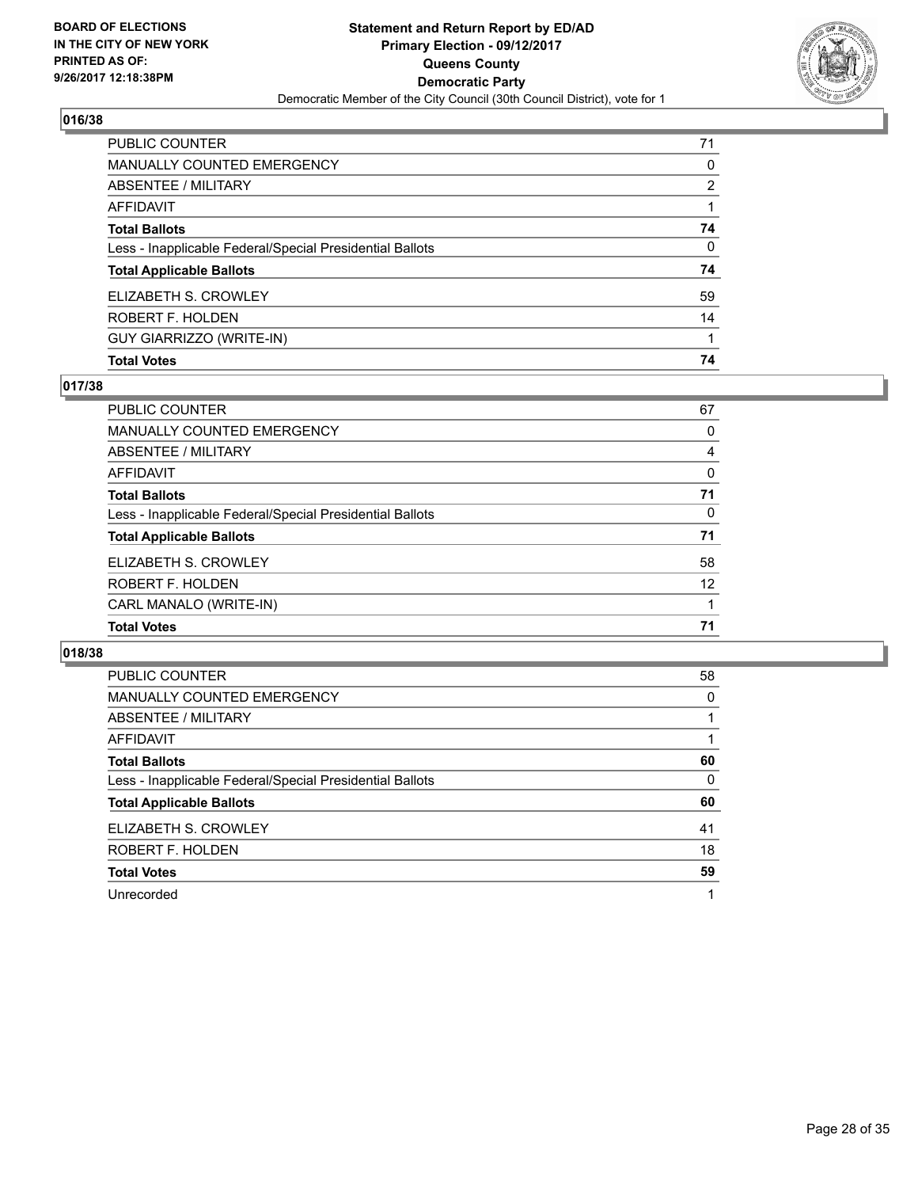**BOARD OF ELECTIONS IN THE CITY OF NEW YORK PRINTED AS OF: 9/26/2017 12:18:38PM**

**Statement and Return Report by ED/AD Primary Election - 09/12/2017 Queens County Democratic Party**

Democratic Member of the City Council (30th Council District), vote for 1

## 016/38

| | |
|---|---|
| PUBLIC COUNTER | 71 |
| MANUALLY COUNTED EMERGENCY | 0 |
| ABSENTEE / MILITARY | 2 |
| AFFIDAVIT | 1 |
| **Total Ballots** | **74** |
| Less - Inapplicable Federal/Special Presidential Ballots | 0 |
| **Total Applicable Ballots** | **74** |
| ELIZABETH S. CROWLEY | 59 |
| ROBERT F. HOLDEN | 14 |
| GUY GIARRIZZO (WRITE-IN) | 1 |
| **Total Votes** | **74** |

## 017/38

| | |
|---|---|
| PUBLIC COUNTER | 67 |
| MANUALLY COUNTED EMERGENCY | 0 |
| ABSENTEE / MILITARY | 4 |
| AFFIDAVIT | 0 |
| **Total Ballots** | **71** |
| Less - Inapplicable Federal/Special Presidential Ballots | 0 |
| **Total Applicable Ballots** | **71** |
| ELIZABETH S. CROWLEY | 58 |
| ROBERT F. HOLDEN | 12 |
| CARL MANALO (WRITE-IN) | 1 |
| **Total Votes** | **71** |

## 018/38

| | |
|---|---|
| PUBLIC COUNTER | 58 |
| MANUALLY COUNTED EMERGENCY | 0 |
| ABSENTEE / MILITARY | 1 |
| AFFIDAVIT | 1 |
| **Total Ballots** | **60** |
| Less - Inapplicable Federal/Special Presidential Ballots | 0 |
| **Total Applicable Ballots** | **60** |
| ELIZABETH S. CROWLEY | 41 |
| ROBERT F. HOLDEN | 18 |
| **Total Votes** | **59** |
| Unrecorded | 1 |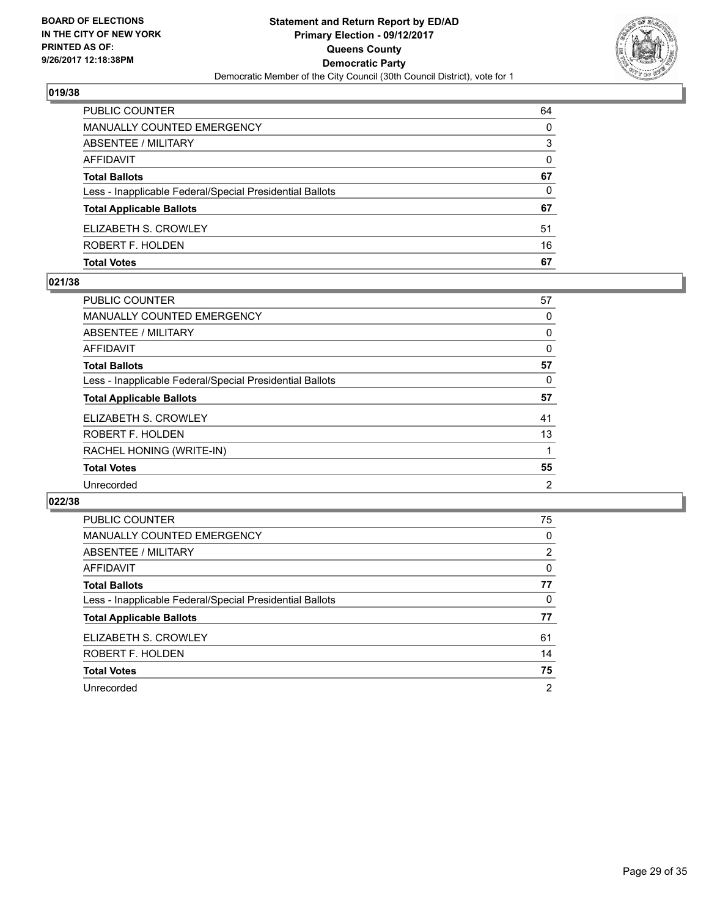BOARD OF ELECTIONS
IN THE CITY OF NEW YORK
PRINTED AS OF:
9/26/2017 12:18:38PM

**Statement and Return Report by ED/AD**
**Primary Election - 09/12/2017**
**Queens County**
**Democratic Party**
Democratic Member of the City Council (30th Council District), vote for 1

### 019/38

| | |
|---|---|
| PUBLIC COUNTER | 64 |
| MANUALLY COUNTED EMERGENCY | 0 |
| ABSENTEE / MILITARY | 3 |
| AFFIDAVIT | 0 |
| **Total Ballots** | **67** |
| Less - Inapplicable Federal/Special Presidential Ballots | 0 |
| **Total Applicable Ballots** | **67** |
| ELIZABETH S. CROWLEY | 51 |
| ROBERT F. HOLDEN | 16 |
| **Total Votes** | **67** |

### 021/38

| | |
|---|---|
| PUBLIC COUNTER | 57 |
| MANUALLY COUNTED EMERGENCY | 0 |
| ABSENTEE / MILITARY | 0 |
| AFFIDAVIT | 0 |
| **Total Ballots** | **57** |
| Less - Inapplicable Federal/Special Presidential Ballots | 0 |
| **Total Applicable Ballots** | **57** |
| ELIZABETH S. CROWLEY | 41 |
| ROBERT F. HOLDEN | 13 |
| RACHEL HONING (WRITE-IN) | 1 |
| **Total Votes** | **55** |
| Unrecorded | 2 |

### 022/38

| | |
|---|---|
| PUBLIC COUNTER | 75 |
| MANUALLY COUNTED EMERGENCY | 0 |
| ABSENTEE / MILITARY | 2 |
| AFFIDAVIT | 0 |
| **Total Ballots** | **77** |
| Less - Inapplicable Federal/Special Presidential Ballots | 0 |
| **Total Applicable Ballots** | **77** |
| ELIZABETH S. CROWLEY | 61 |
| ROBERT F. HOLDEN | 14 |
| **Total Votes** | **75** |
| Unrecorded | 2 |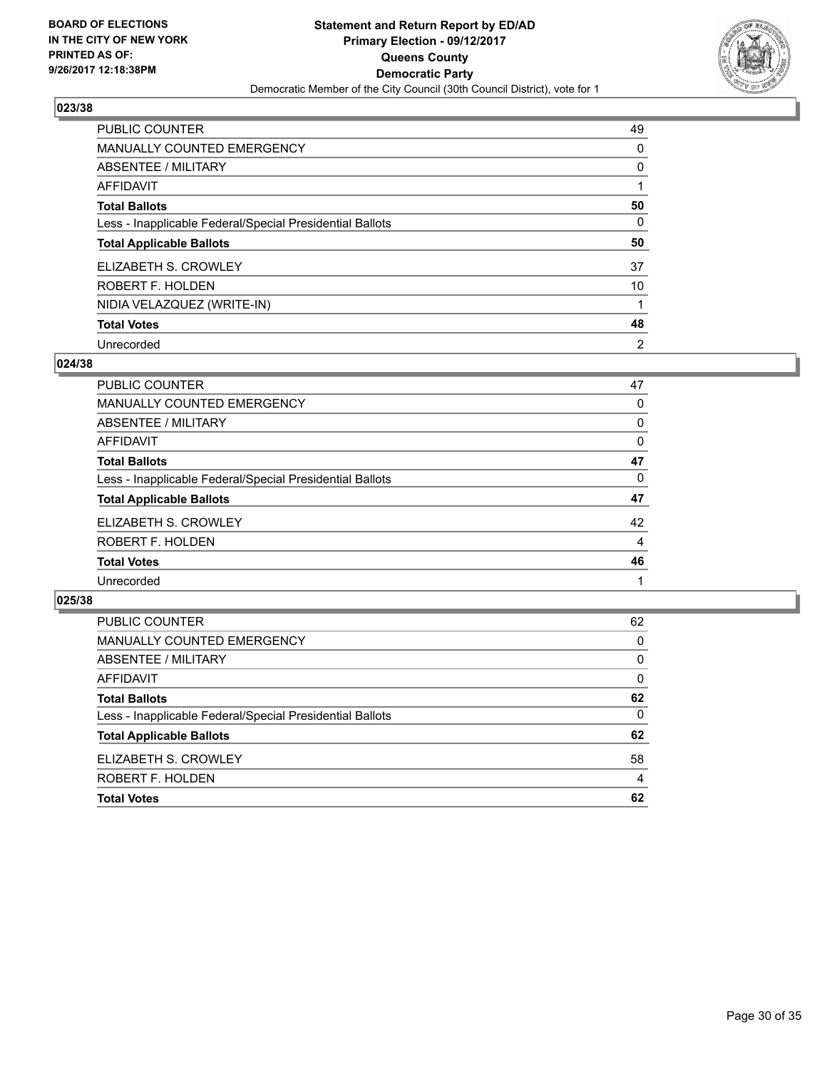**BOARD OF ELECTIONS IN THE CITY OF NEW YORK PRINTED AS OF: 9/26/2017 12:18:38PM**

**Statement and Return Report by ED/AD Primary Election - 09/12/2017 Queens County Democratic Party**

Democratic Member of the City Council (30th Council District), vote for 1

### 023/38

| | |
|---|---|
| PUBLIC COUNTER | 49 |
| MANUALLY COUNTED EMERGENCY | 0 |
| ABSENTEE / MILITARY | 0 |
| AFFIDAVIT | 1 |
| **Total Ballots** | **50** |
| Less - Inapplicable Federal/Special Presidential Ballots | 0 |
| **Total Applicable Ballots** | **50** |
| ELIZABETH S. CROWLEY | 37 |
| ROBERT F. HOLDEN | 10 |
| NIDIA VELAZQUEZ (WRITE-IN) | 1 |
| **Total Votes** | **48** |
| Unrecorded | 2 |

### 024/38

| | |
|---|---|
| PUBLIC COUNTER | 47 |
| MANUALLY COUNTED EMERGENCY | 0 |
| ABSENTEE / MILITARY | 0 |
| AFFIDAVIT | 0 |
| **Total Ballots** | **47** |
| Less - Inapplicable Federal/Special Presidential Ballots | 0 |
| **Total Applicable Ballots** | **47** |
| ELIZABETH S. CROWLEY | 42 |
| ROBERT F. HOLDEN | 4 |
| **Total Votes** | **46** |
| Unrecorded | 1 |

### 025/38

| | |
|---|---|
| PUBLIC COUNTER | 62 |
| MANUALLY COUNTED EMERGENCY | 0 |
| ABSENTEE / MILITARY | 0 |
| AFFIDAVIT | 0 |
| **Total Ballots** | **62** |
| Less - Inapplicable Federal/Special Presidential Ballots | 0 |
| **Total Applicable Ballots** | **62** |
| ELIZABETH S. CROWLEY | 58 |
| ROBERT F. HOLDEN | 4 |
| **Total Votes** | **62** |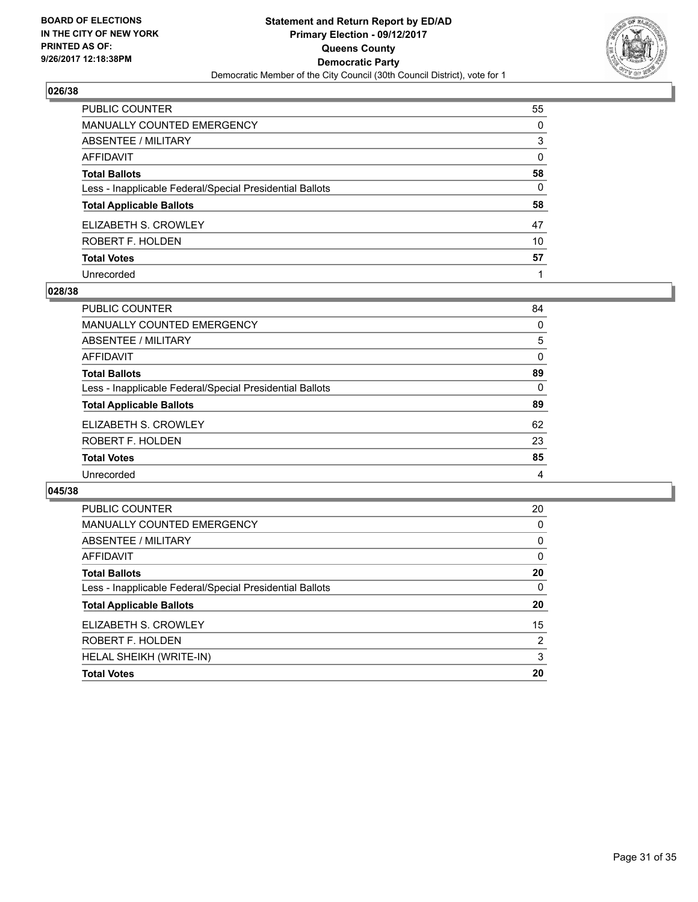BOARD OF ELECTIONS
IN THE CITY OF NEW YORK
PRINTED AS OF:
9/26/2017 12:18:38PM

**Statement and Return Report by ED/AD**
**Primary Election - 09/12/2017**
**Queens County**
**Democratic Party**
Democratic Member of the City Council (30th Council District), vote for 1

### 026/38

| | |
|---|---|
| PUBLIC COUNTER | 55 |
| MANUALLY COUNTED EMERGENCY | 0 |
| ABSENTEE / MILITARY | 3 |
| AFFIDAVIT | 0 |
| **Total Ballots** | **58** |
| Less - Inapplicable Federal/Special Presidential Ballots | 0 |
| **Total Applicable Ballots** | **58** |
| ELIZABETH S. CROWLEY | 47 |
| ROBERT F. HOLDEN | 10 |
| **Total Votes** | **57** |
| Unrecorded | 1 |

### 028/38

| | |
|---|---|
| PUBLIC COUNTER | 84 |
| MANUALLY COUNTED EMERGENCY | 0 |
| ABSENTEE / MILITARY | 5 |
| AFFIDAVIT | 0 |
| **Total Ballots** | **89** |
| Less - Inapplicable Federal/Special Presidential Ballots | 0 |
| **Total Applicable Ballots** | **89** |
| ELIZABETH S. CROWLEY | 62 |
| ROBERT F. HOLDEN | 23 |
| **Total Votes** | **85** |
| Unrecorded | 4 |

### 045/38

| | |
|---|---|
| PUBLIC COUNTER | 20 |
| MANUALLY COUNTED EMERGENCY | 0 |
| ABSENTEE / MILITARY | 0 |
| AFFIDAVIT | 0 |
| **Total Ballots** | **20** |
| Less - Inapplicable Federal/Special Presidential Ballots | 0 |
| **Total Applicable Ballots** | **20** |
| ELIZABETH S. CROWLEY | 15 |
| ROBERT F. HOLDEN | 2 |
| HELAL SHEIKH (WRITE-IN) | 3 |
| **Total Votes** | **20** |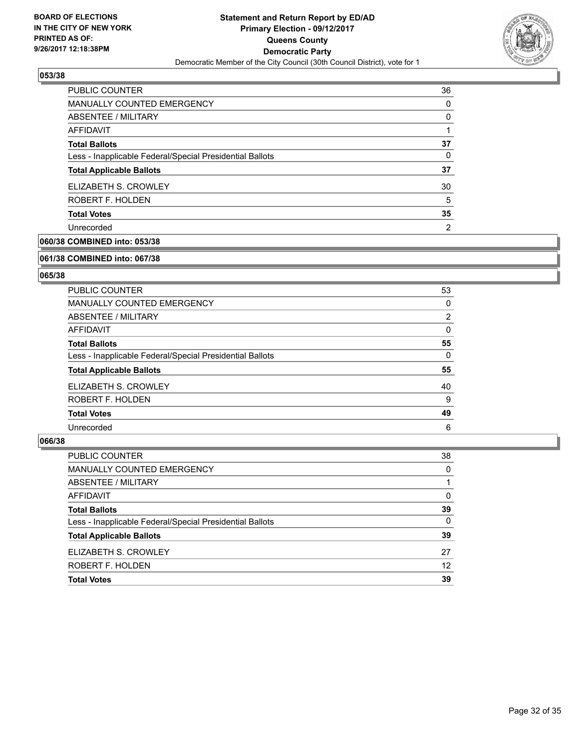**BOARD OF ELECTIONS IN THE CITY OF NEW YORK PRINTED AS OF: 9/26/2017 12:18:38PM**

**Statement and Return Report by ED/AD Primary Election - 09/12/2017 Queens County Democratic Party**

Democratic Member of the City Council (30th Council District), vote for 1

## 053/38

| | |
|---|---|
| PUBLIC COUNTER | 36 |
| MANUALLY COUNTED EMERGENCY | 0 |
| ABSENTEE / MILITARY | 0 |
| AFFIDAVIT | 1 |
| **Total Ballots** | **37** |
| Less - Inapplicable Federal/Special Presidential Ballots | 0 |
| **Total Applicable Ballots** | **37** |
| ELIZABETH S. CROWLEY | 30 |
| ROBERT F. HOLDEN | 5 |
| **Total Votes** | **35** |
| Unrecorded | 2 |

## 060/38 COMBINED into: 053/38

## 061/38 COMBINED into: 067/38

## 065/38

| | |
|---|---|
| PUBLIC COUNTER | 53 |
| MANUALLY COUNTED EMERGENCY | 0 |
| ABSENTEE / MILITARY | 2 |
| AFFIDAVIT | 0 |
| **Total Ballots** | **55** |
| Less - Inapplicable Federal/Special Presidential Ballots | 0 |
| **Total Applicable Ballots** | **55** |
| ELIZABETH S. CROWLEY | 40 |
| ROBERT F. HOLDEN | 9 |
| **Total Votes** | **49** |
| Unrecorded | 6 |

## 066/38

| | |
|---|---|
| PUBLIC COUNTER | 38 |
| MANUALLY COUNTED EMERGENCY | 0 |
| ABSENTEE / MILITARY | 1 |
| AFFIDAVIT | 0 |
| **Total Ballots** | **39** |
| Less - Inapplicable Federal/Special Presidential Ballots | 0 |
| **Total Applicable Ballots** | **39** |
| ELIZABETH S. CROWLEY | 27 |
| ROBERT F. HOLDEN | 12 |
| **Total Votes** | **39** |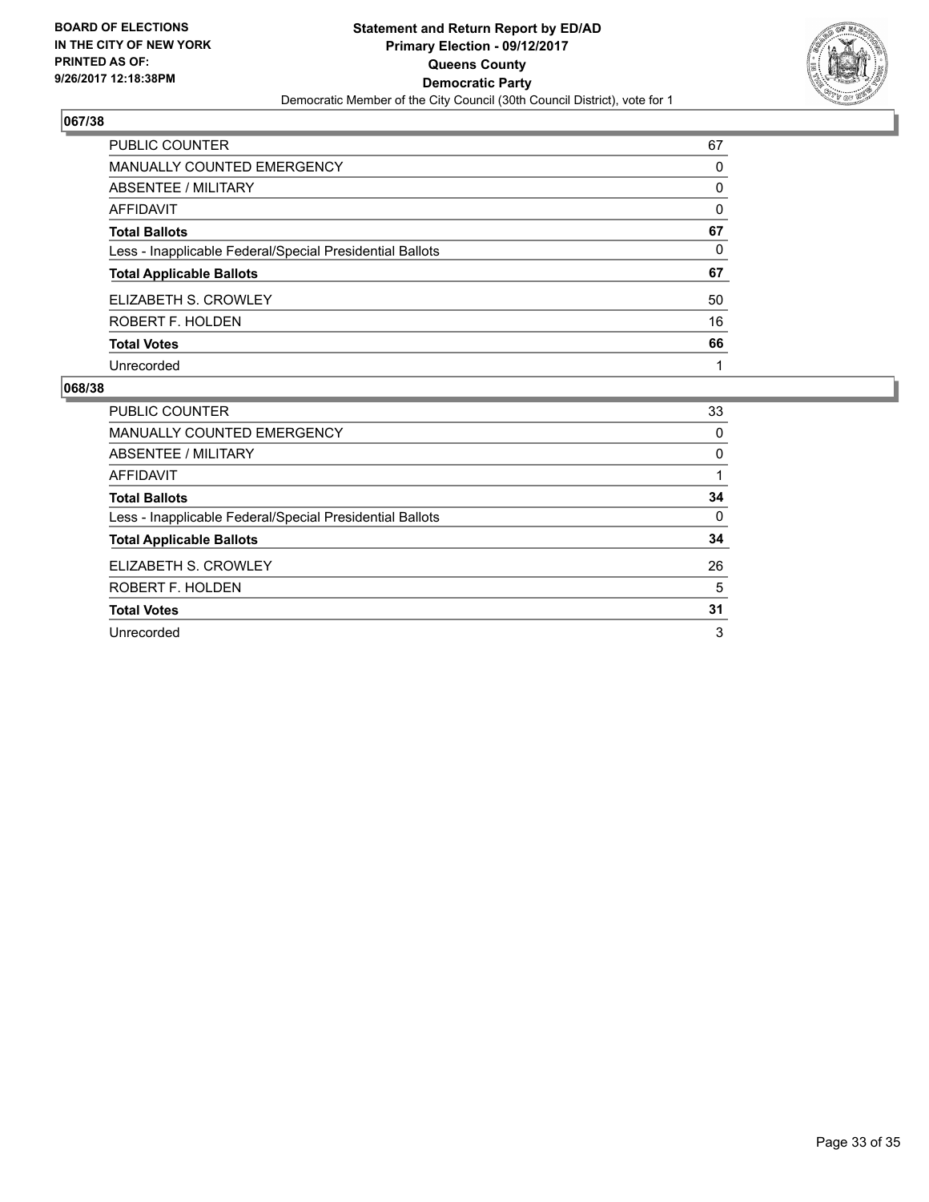**BOARD OF ELECTIONS**
**IN THE CITY OF NEW YORK**
**PRINTED AS OF:**
**9/26/2017 12:18:38PM**

**Statement and Return Report by ED/AD**
**Primary Election - 09/12/2017**
**Queens County**
**Democratic Party**
Democratic Member of the City Council (30th Council District), vote for 1

## 067/38

| | |
|---|---|
| PUBLIC COUNTER | 67 |
| MANUALLY COUNTED EMERGENCY | 0 |
| ABSENTEE / MILITARY | 0 |
| AFFIDAVIT | 0 |
| **Total Ballots** | **67** |
| Less - Inapplicable Federal/Special Presidential Ballots | 0 |
| **Total Applicable Ballots** | **67** |
| ELIZABETH S. CROWLEY | 50 |
| ROBERT F. HOLDEN | 16 |
| **Total Votes** | **66** |
| Unrecorded | 1 |

## 068/38

| | |
|---|---|
| PUBLIC COUNTER | 33 |
| MANUALLY COUNTED EMERGENCY | 0 |
| ABSENTEE / MILITARY | 0 |
| AFFIDAVIT | 1 |
| **Total Ballots** | **34** |
| Less - Inapplicable Federal/Special Presidential Ballots | 0 |
| **Total Applicable Ballots** | **34** |
| ELIZABETH S. CROWLEY | 26 |
| ROBERT F. HOLDEN | 5 |
| **Total Votes** | **31** |
| Unrecorded | 3 |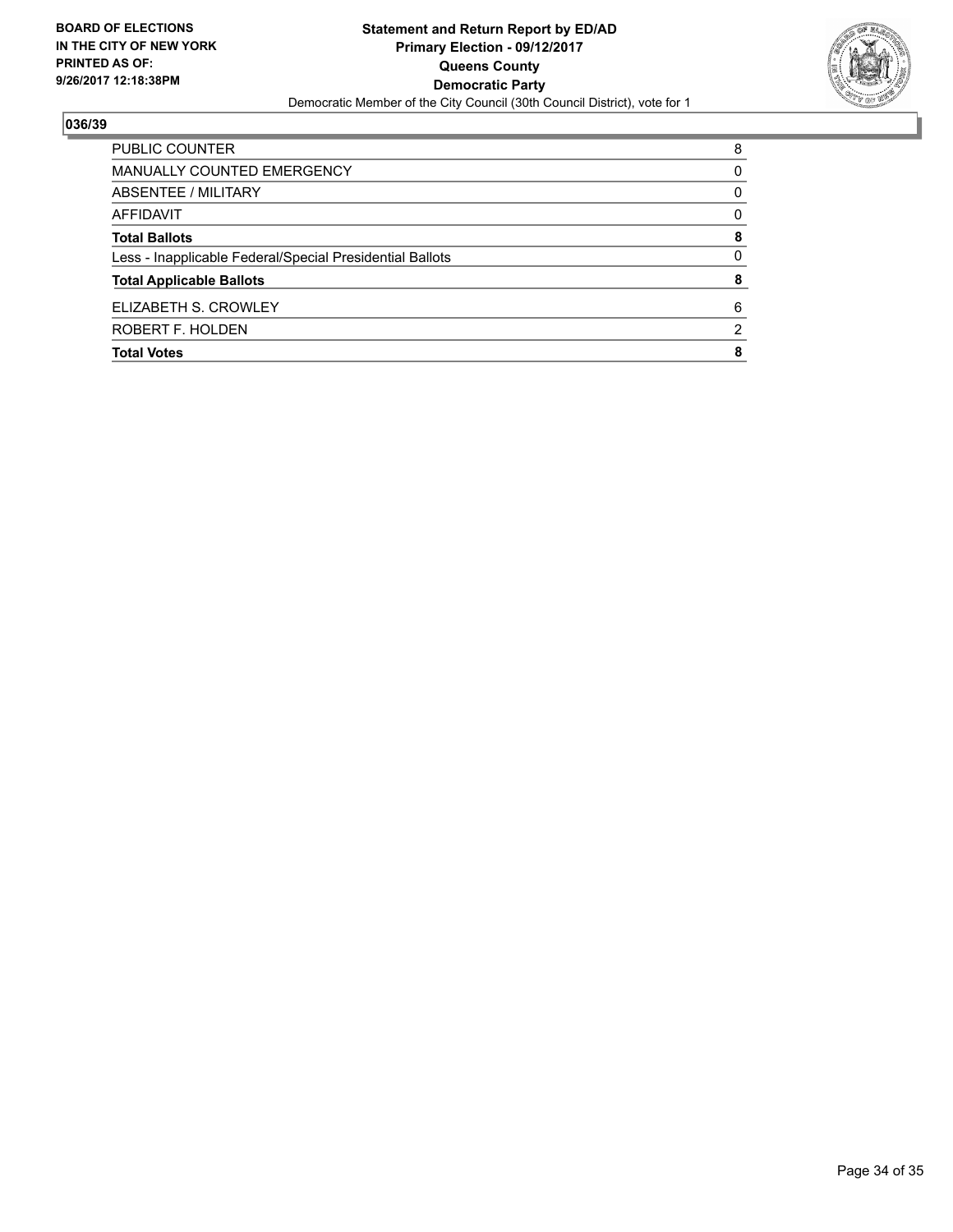**BOARD OF ELECTIONS IN THE CITY OF NEW YORK PRINTED AS OF: 9/26/2017 12:18:38PM**

**Statement and Return Report by ED/AD**
**Primary Election - 09/12/2017**
**Queens County**
**Democratic Party**
Democratic Member of the City Council (30th Council District), vote for 1

**036/39**

| | |
|---|---|
| PUBLIC COUNTER | 8 |
| MANUALLY COUNTED EMERGENCY | 0 |
| ABSENTEE / MILITARY | 0 |
| AFFIDAVIT | 0 |
| **Total Ballots** | **8** |
| Less - Inapplicable Federal/Special Presidential Ballots | 0 |
| **Total Applicable Ballots** | **8** |
| ELIZABETH S. CROWLEY | 6 |
| ROBERT F. HOLDEN | 2 |
| **Total Votes** | **8** |